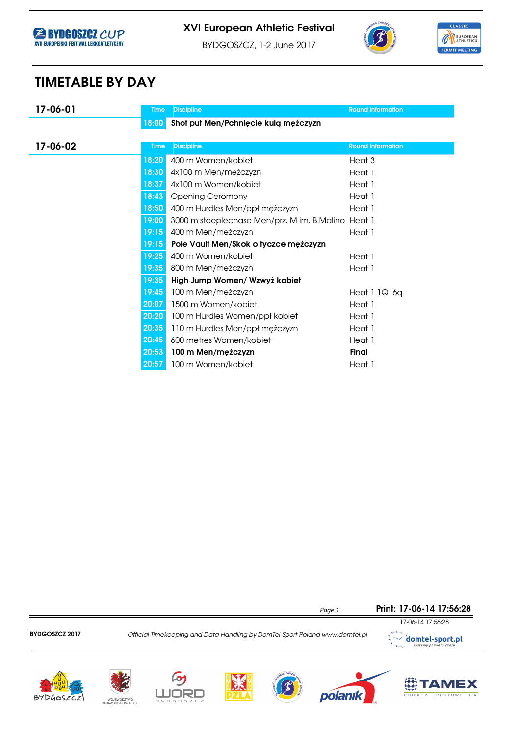XVI European Athletic Festival

BYDGOSZCZ, 1-2 June 2017

# TIMETABLE BY DAY

## 17-06-01

| Time | Discipline | Round Information |
|---|---|---|
| 18:00 | **Shot put Men/Pchnięcie kulą mężczyzn** | |

## 17-06-02

| Time | Discipline | Round Information |
|---|---|---|
| 18:20 | 400 m Women/kobiet | Heat 3 |
| 18:30 | 4x100 m Men/mężczyzn | Heat 1 |
| 18:37 | 4x100 m Women/kobiet | Heat 1 |
| 18:43 | Opening Ceromony | Heat 1 |
| 18:50 | 400 m Hurdles Men/ppł mężczyzn | Heat 1 |
| 19:00 | 3000 m steeplechase Men/prz. M im. B.Malino | Heat 1 |
| 19:15 | 400 m Men/mężczyzn | Heat 1 |
| 19:15 | **Pole Vault Men/Skok o tyczce mężczyzn** | |
| 19:25 | 400 m Women/kobiet | Heat 1 |
| 19:35 | 800 m Men/mężczyzn | Heat 1 |
| 19:35 | **High Jump Women/ Wzwyż kobiet** | |
| 19:45 | 100 m Men/mężczyzn | Heat 1 1Q 6q |
| 20:07 | 1500 m Women/kobiet | Heat 1 |
| 20:20 | 100 m Hurdles Women/ppł kobiet | Heat 1 |
| 20:35 | 110 m Hurdles Men/ppł mężczyzn | Heat 1 |
| 20:45 | 600 metres Women/kobiet | Heat 1 |
| 20:53 | **100 m Men/mężczyzn** | **Final** |
| 20:57 | 100 m Women/kobiet | Heat 1 |

Print: 17-06-14 17:56:28

17-06-14 17:56:28

BYDGOSZCZ 2017

*Official Timekeeping and Data Handling by DomTel-Sport Poland www.domtel.pl*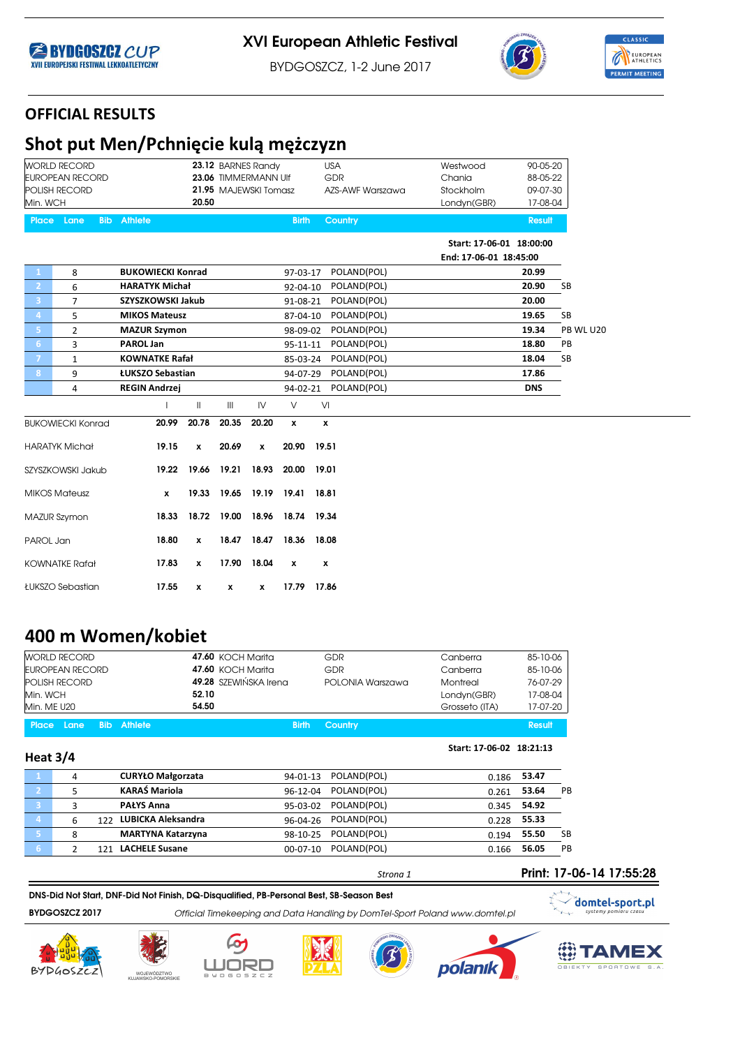XVI European Athletic Festival

BYDGOSZCZ, 1-2 June 2017

## OFFICIAL RESULTS

## Shot put Men/Pchnięcie kulą mężczyzn

| | | | | | |
|---|---|---|---|---|---|
| WORLD RECORD | 23.12 | BARNES Randy | USA | Westwood | 90-05-20 |
| EUROPEAN RECORD | 23.06 | TIMMERMANN Ulf | GDR | Chania | 88-05-22 |
| POLISH RECORD | 21.95 | MAJEWSKI Tomasz | AZS-AWF Warszawa | Stockholm | 09-07-30 |
| Min. WCH | 20.50 | | | Londyn(GBR) | 17-08-04 |

Start: 17-06-01 18:00:00
End: 17-06-01 18:45:00

| Place | Lane | Bib | Athlete | Birth | Country | Result | |
|---|---|---|---|---|---|---|---|
| 1 | 8 | | BUKOWIECKI Konrad | 97-03-17 | POLAND(POL) | 20.99 | |
| 2 | 6 | | HARATYK Michał | 92-04-10 | POLAND(POL) | 20.90 | SB |
| 3 | 7 | | SZYSZKOWSKI Jakub | 91-08-21 | POLAND(POL) | 20.00 | |
| 4 | 5 | | MIKOS Mateusz | 87-04-10 | POLAND(POL) | 19.65 | SB |
| 5 | 2 | | MAZUR Szymon | 98-09-02 | POLAND(POL) | 19.34 | PB WL U20 |
| 6 | 3 | | PAROL Jan | 95-11-11 | POLAND(POL) | 18.80 | PB |
| 7 | 1 | | KOWNATKE Rafał | 85-03-24 | POLAND(POL) | 18.04 | SB |
| 8 | 9 | | ŁUKSZO Sebastian | 94-07-29 | POLAND(POL) | 17.86 | |
| | 4 | | REGIN Andrzej | 94-02-21 | POLAND(POL) | DNS | |

| | I | II | III | IV | V | VI |
|---|---|---|---|---|---|---|
| BUKOWIECKI Konrad | 20.99 | 20.78 | 20.35 | 20.20 | x | x |
| HARATYK Michał | 19.15 | x | 20.69 | x | 20.90 | 19.51 |
| SZYSZKOWSKI Jakub | 19.22 | 19.66 | 19.21 | 18.93 | 20.00 | 19.01 |
| MIKOS Mateusz | x | 19.33 | 19.65 | 19.19 | 19.41 | 18.81 |
| MAZUR Szymon | 18.33 | 18.72 | 19.00 | 18.96 | 18.74 | 19.34 |
| PAROL Jan | 18.80 | x | 18.47 | 18.47 | 18.36 | 18.08 |
| KOWNATKE Rafał | 17.83 | x | 17.90 | 18.04 | x | x |
| ŁUKSZO Sebastian | 17.55 | x | x | x | 17.79 | 17.86 |

## 400 m Women/kobiet

| | | | | | |
|---|---|---|---|---|---|
| WORLD RECORD | 47.60 | KOCH Marita | GDR | Canberra | 85-10-06 |
| EUROPEAN RECORD | 47.60 | KOCH Marita | GDR | Canberra | 85-10-06 |
| POLISH RECORD | 49.28 | SZEWIŃSKA Irena | POLONIA Warszawa | Montreal | 76-07-29 |
| Min. WCH | 52.10 | | | Londyn(GBR) | 17-08-04 |
| Min. ME U20 | 54.50 | | | Grosseto (ITA) | 17-07-20 |

### Heat 3/4

Start: 17-06-02 18:21:13

| Place | Lane | Bib | Athlete | Birth | Country | Reaction | Result | |
|---|---|---|---|---|---|---|---|---|
| 1 | 4 | | CURYŁO Małgorzata | 94-01-13 | POLAND(POL) | 0.186 | 53.47 | |
| 2 | 5 | | KARAŚ Mariola | 96-12-04 | POLAND(POL) | 0.261 | 53.64 | PB |
| 3 | 3 | | PAŁYS Anna | 95-03-02 | POLAND(POL) | 0.345 | 54.92 | |
| 4 | 6 | 122 | LUBICKA Aleksandra | 96-04-26 | POLAND(POL) | 0.228 | 55.33 | |
| 5 | 8 | | MARTYNA Katarzyna | 98-10-25 | POLAND(POL) | 0.194 | 55.50 | SB |
| 6 | 2 | 121 | LACHELE Susane | 00-07-10 | POLAND(POL) | 0.166 | 56.05 | PB |

Print: 17-06-14 17:55:28

DNS-Did Not Start, DNF-Did Not Finish, DQ-Disqualified, PB-Personal Best, SB-Season Best

BYDGOSZCZ 2017

*Official Timekeeping and Data Handling by DomTel-Sport Poland www.domtel.pl*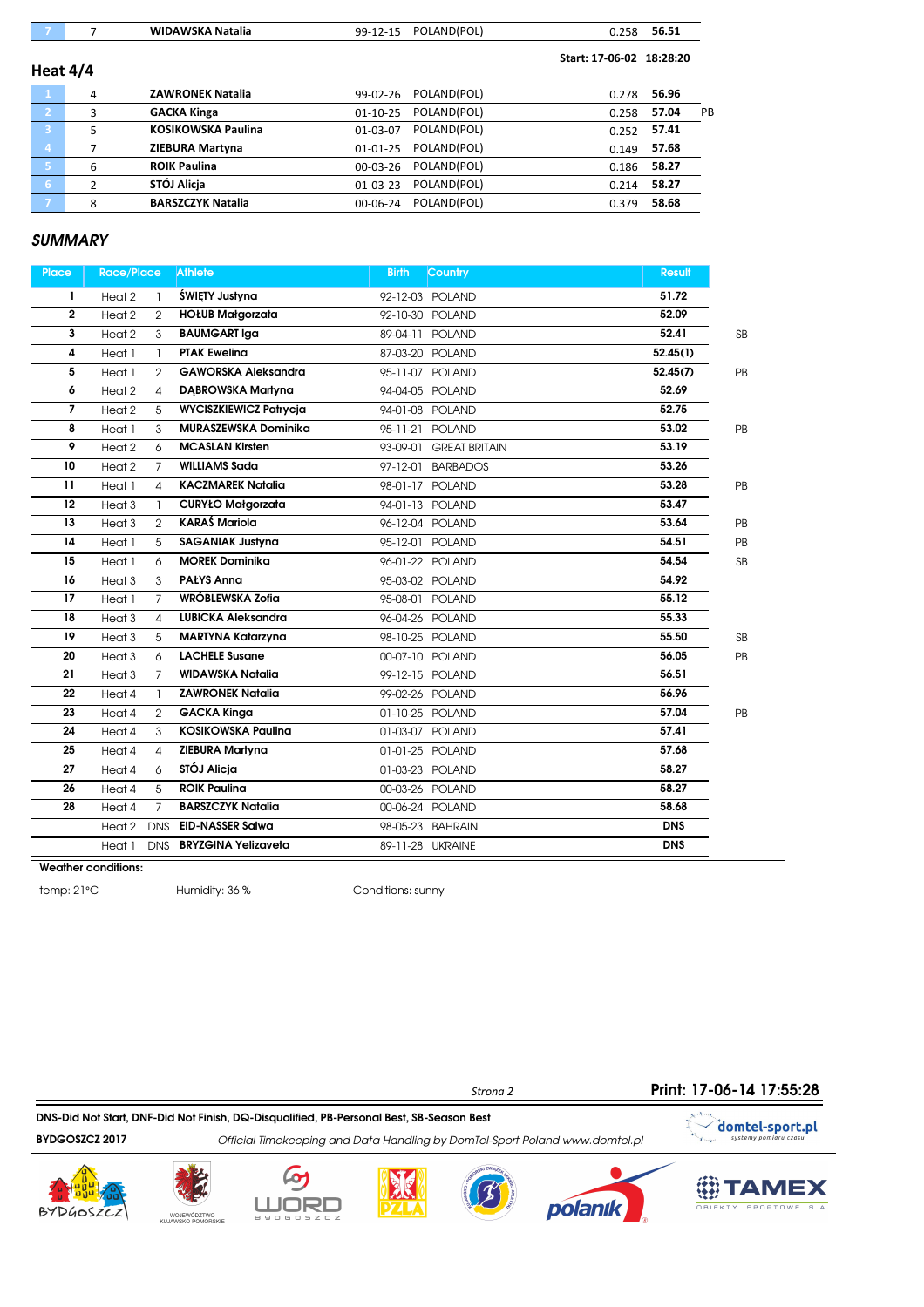| 7 | 7 | WIDAWSKA Natalia | 99-12-15 | POLAND(POL) | 0.258 | 56.51 | |
|---|---|---|---|---|---|---|---|

## Heat 4/4

Start: 17-06-02 18:28:20

| | Lane | Athlete | Birth | Country | Reaction | Result | |
|---|---|---|---|---|---|---|---|
| 1 | 4 | ZAWRONEK Natalia | 99-02-26 | POLAND(POL) | 0.278 | 56.96 | |
| 2 | 3 | GACKA Kinga | 01-10-25 | POLAND(POL) | 0.258 | 57.04 | PB |
| 3 | 5 | KOSIKOWSKA Paulina | 01-03-07 | POLAND(POL) | 0.252 | 57.41 | |
| 4 | 7 | ZIEBURA Martyna | 01-01-25 | POLAND(POL) | 0.149 | 57.68 | |
| 5 | 6 | ROIK Paulina | 00-03-26 | POLAND(POL) | 0.186 | 58.27 | |
| 6 | 2 | STÓJ Alicja | 01-03-23 | POLAND(POL) | 0.214 | 58.27 | |
| 7 | 8 | BARSZCZYK Natalia | 00-06-24 | POLAND(POL) | 0.379 | 58.68 | |

## SUMMARY

| Place | Race/Place | | Athlete | Birth | Country | Result | |
|---|---|---|---|---|---|---|---|
| 1 | Heat 2 | 1 | ŚWIĘTY Justyna | 92-12-03 | POLAND | 51.72 | |
| 2 | Heat 2 | 2 | HOŁUB Małgorzata | 92-10-30 | POLAND | 52.09 | |
| 3 | Heat 2 | 3 | BAUMGART Iga | 89-04-11 | POLAND | 52.41 | SB |
| 4 | Heat 1 | 1 | PTAK Ewelina | 87-03-20 | POLAND | 52.45(1) | |
| 5 | Heat 1 | 2 | GAWORSKA Aleksandra | 95-11-07 | POLAND | 52.45(7) | PB |
| 6 | Heat 2 | 4 | DĄBROWSKA Martyna | 94-04-05 | POLAND | 52.69 | |
| 7 | Heat 2 | 5 | WYCISZKIEWICZ Patrycja | 94-01-08 | POLAND | 52.75 | |
| 8 | Heat 1 | 3 | MURASZEWSKA Dominika | 95-11-21 | POLAND | 53.02 | PB |
| 9 | Heat 2 | 6 | MCASLAN Kirsten | 93-09-01 | GREAT BRITAIN | 53.19 | |
| 10 | Heat 2 | 7 | WILLIAMS Sada | 97-12-01 | BARBADOS | 53.26 | |
| 11 | Heat 1 | 4 | KACZMAREK Natalia | 98-01-17 | POLAND | 53.28 | PB |
| 12 | Heat 3 | 1 | CURYŁO Małgorzata | 94-01-13 | POLAND | 53.47 | |
| 13 | Heat 3 | 2 | KARAŚ Mariola | 96-12-04 | POLAND | 53.64 | PB |
| 14 | Heat 1 | 5 | SAGANIAK Justyna | 95-12-01 | POLAND | 54.51 | PB |
| 15 | Heat 1 | 6 | MOREK Dominika | 96-01-22 | POLAND | 54.54 | SB |
| 16 | Heat 3 | 3 | PAŁYS Anna | 95-03-02 | POLAND | 54.92 | |
| 17 | Heat 1 | 7 | WRÓBLEWSKA Zofia | 95-08-01 | POLAND | 55.12 | |
| 18 | Heat 3 | 4 | LUBICKA Aleksandra | 96-04-26 | POLAND | 55.33 | |
| 19 | Heat 3 | 5 | MARTYNA Katarzyna | 98-10-25 | POLAND | 55.50 | SB |
| 20 | Heat 3 | 6 | LACHELE Susane | 00-07-10 | POLAND | 56.05 | PB |
| 21 | Heat 3 | 7 | WIDAWSKA Natalia | 99-12-15 | POLAND | 56.51 | |
| 22 | Heat 4 | 1 | ZAWRONEK Natalia | 99-02-26 | POLAND | 56.96 | |
| 23 | Heat 4 | 2 | GACKA Kinga | 01-10-25 | POLAND | 57.04 | PB |
| 24 | Heat 4 | 3 | KOSIKOWSKA Paulina | 01-03-07 | POLAND | 57.41 | |
| 25 | Heat 4 | 4 | ZIEBURA Martyna | 01-01-25 | POLAND | 57.68 | |
| 27 | Heat 4 | 6 | STÓJ Alicja | 01-03-23 | POLAND | 58.27 | |
| 26 | Heat 4 | 5 | ROIK Paulina | 00-03-26 | POLAND | 58.27 | |
| 28 | Heat 4 | 7 | BARSZCZYK Natalia | 00-06-24 | POLAND | 58.68 | |
| | Heat 2 | DNS | EID-NASSER Salwa | 98-05-23 | BAHRAIN | DNS | |
| | Heat 1 | DNS | BRYZGINA Yelizaveta | 89-11-28 | UKRAINE | DNS | |

**Weather conditions:**

temp: 21°C | Humidity: 36 % | Conditions: sunny

Print: 17-06-14 17:55:28

DNS-Did Not Start, DNF-Did Not Finish, DQ-Disqualified, PB-Personal Best, SB-Season Best

BYDGOSZCZ 2017 — *Official Timekeeping and Data Handling by DomTel-Sport Poland www.domtel.pl*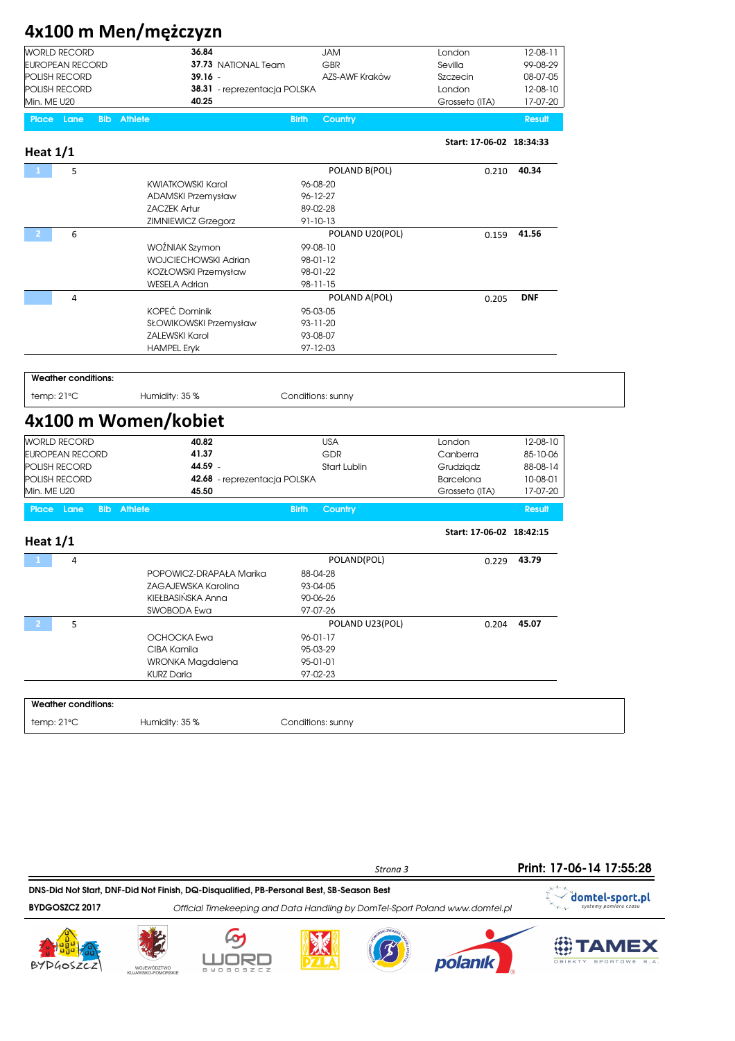# 4x100 m Men/mężczyzn

| | | | | |
|---|---|---|---|---|
| WORLD RECORD | 36.84 | JAM | London | 12-08-11 |
| EUROPEAN RECORD | 37.73 NATIONAL Team | GBR | Sevilla | 99-08-29 |
| POLISH RECORD | 39.16 - | AZS-AWF Kraków | Szczecin | 08-07-05 |
| POLISH RECORD | 38.31 - reprezentacja POLSKA | | London | 12-08-10 |
| Min. ME U20 | 40.25 | | Grosseto (ITA) | 17-07-20 |

## Heat 1/1

Start: 17-06-02 18:34:33

| Place | Lane | Bib | Athlete | Birth | Country | | Result |
|---|---|---|---|---|---|---|---|
| 1 | 5 | | | | POLAND B(POL) | 0.210 | **40.34** |
| | | | KWIATKOWSKI Karol | 96-08-20 | | | |
| | | | ADAMSKI Przemysław | 96-12-27 | | | |
| | | | ZACZEK Artur | 89-02-28 | | | |
| | | | ZIMNIEWICZ Grzegorz | 91-10-13 | | | |
| 2 | 6 | | | | POLAND U20(POL) | 0.159 | **41.56** |
| | | | WOŹNIAK Szymon | 99-08-10 | | | |
| | | | WOJCIECHOWSKI Adrian | 98-01-12 | | | |
| | | | KOZŁOWSKI Przemysław | 98-01-22 | | | |
| | | | WESELA Adrian | 98-11-15 | | | |
| | 4 | | | | POLAND A(POL) | 0.205 | **DNF** |
| | | | KOPEĆ Dominik | 95-03-05 | | | |
| | | | SŁOWIKOWSKI Przemysław | 93-11-20 | | | |
| | | | ZALEWSKI Karol | 93-08-07 | | | |
| | | | HAMPEL Eryk | 97-12-03 | | | |

**Weather conditions:**

temp: 21°C Humidity: 35 % Conditions: sunny

# 4x100 m Women/kobiet

| | | | | |
|---|---|---|---|---|
| WORLD RECORD | 40.82 | USA | London | 12-08-10 |
| EUROPEAN RECORD | 41.37 | GDR | Canberra | 85-10-06 |
| POLISH RECORD | 44.59 - | Start Lublin | Grudziądz | 88-08-14 |
| POLISH RECORD | 42.68 - reprezentacja POLSKA | | Barcelona | 10-08-01 |
| Min. ME U20 | 45.50 | | Grosseto (ITA) | 17-07-20 |

## Heat 1/1

Start: 17-06-02 18:42:15

| Place | Lane | Bib | Athlete | Birth | Country | | Result |
|---|---|---|---|---|---|---|---|
| 1 | 4 | | | | POLAND(POL) | 0.229 | **43.79** |
| | | | POPOWICZ-DRAPAŁA Marika | 88-04-28 | | | |
| | | | ZAGAJEWSKA Karolina | 93-04-05 | | | |
| | | | KIEŁBASIŃSKA Anna | 90-06-26 | | | |
| | | | SWOBODA Ewa | 97-07-26 | | | |
| 2 | 5 | | | | POLAND U23(POL) | 0.204 | **45.07** |
| | | | OCHOCKA Ewa | 96-01-17 | | | |
| | | | CIBA Kamila | 95-03-29 | | | |
| | | | WRONKA Magdalena | 95-01-01 | | | |
| | | | KURZ Daria | 97-02-23 | | | |

**Weather conditions:**

temp: 21°C Humidity: 35 % Conditions: sunny

Print: 17-06-14 17:55:28

DNS-Did Not Start, DNF-Did Not Finish, DQ-Disqualified, PB-Personal Best, SB-Season Best

BYDGOSZCZ 2017 *Official Timekeeping and Data Handling by DomTel-Sport Poland www.domtel.pl*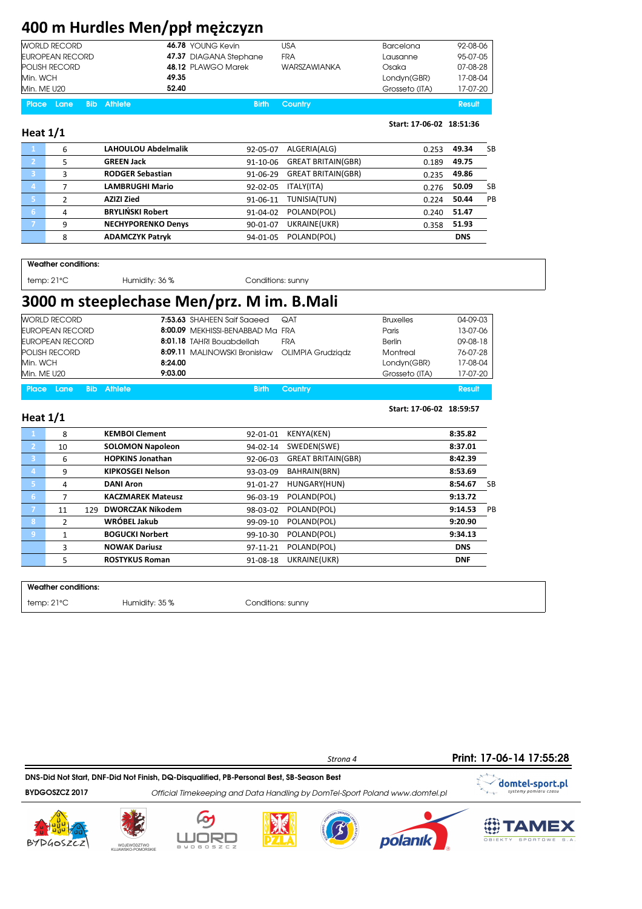# 400 m Hurdles Men/ppł mężczyzn

| | | | | |
|---|---|---|---|---|
| WORLD RECORD | **46.78** YOUNG Kevin | USA | Barcelona | 92-08-06 |
| EUROPEAN RECORD | **47.37** DIAGANA Stephane | FRA | Lausanne | 95-07-05 |
| POLISH RECORD | **48.12** PLAWGO Marek | WARSZAWIANKA | Osaka | 07-08-28 |
| Min. WCH | **49.35** | | Londyn(GBR) | 17-08-04 |
| Min. ME U20 | **52.40** | | Grosseto (ITA) | 17-07-20 |

## Heat 1/1

Start: 17-06-02 18:51:36

| Place | Lane | Bib | Athlete | Birth | Country | Reaction | Result | |
|---|---|---|---|---|---|---|---|---|
| 1 | 6 | | **LAHOULOU Abdelmalik** | 92-05-07 | ALGERIA(ALG) | 0.253 | **49.34** | SB |
| 2 | 5 | | **GREEN Jack** | 91-10-06 | GREAT BRITAIN(GBR) | 0.189 | **49.75** | |
| 3 | 3 | | **RODGER Sebastian** | 91-06-29 | GREAT BRITAIN(GBR) | 0.235 | **49.86** | |
| 4 | 7 | | **LAMBRUGHI Mario** | 92-02-05 | ITALY(ITA) | 0.276 | **50.09** | SB |
| 5 | 2 | | **AZIZI Zied** | 91-06-11 | TUNISIA(TUN) | 0.224 | **50.44** | PB |
| 6 | 4 | | **BRYLIŃSKI Robert** | 91-04-02 | POLAND(POL) | 0.240 | **51.47** | |
| 7 | 9 | | **NECHYPORENKO Denys** | 90-01-07 | UKRAINE(UKR) | 0.358 | **51.93** | |
| | 8 | | **ADAMCZYK Patryk** | 94-01-05 | POLAND(POL) | | **DNS** | |

**Weather conditions:**

temp: 21°C — Humidity: 36 % — Conditions: sunny

# 3000 m steeplechase Men/prz. M im. B.Mali

| | | | | |
|---|---|---|---|---|
| WORLD RECORD | **7:53.63** SHAHEEN Saif Saaeed | QAT | Bruxelles | 04-09-03 |
| EUROPEAN RECORD | **8:00.09** MEKHISSI-BENABBAD Ma | FRA | Paris | 13-07-06 |
| EUROPEAN RECORD | **8:01.18** TAHRI Bouabdellah | FRA | Berlin | 09-08-18 |
| POLISH RECORD | **8:09.11** MALINOWSKI Bronisław | OLIMPIA Grudziądz | Montreal | 76-07-28 |
| Min. WCH | **8:24.00** | | Londyn(GBR) | 17-08-04 |
| Min. ME U20 | **9:03.00** | | Grosseto (ITA) | 17-07-20 |

## Heat 1/1

Start: 17-06-02 18:59:57

| Place | Lane | Bib | Athlete | Birth | Country | Result | |
|---|---|---|---|---|---|---|---|
| 1 | 8 | | **KEMBOI Clement** | 92-01-01 | KENYA(KEN) | **8:35.82** | |
| 2 | 10 | | **SOLOMON Napoleon** | 94-02-14 | SWEDEN(SWE) | **8:37.01** | |
| 3 | 6 | | **HOPKINS Jonathan** | 92-06-03 | GREAT BRITAIN(GBR) | **8:42.39** | |
| 4 | 9 | | **KIPKOSGEI Nelson** | 93-03-09 | BAHRAIN(BRN) | **8:53.69** | |
| 5 | 4 | | **DANI Aron** | 91-01-27 | HUNGARY(HUN) | **8:54.67** | SB |
| 6 | 7 | | **KACZMAREK Mateusz** | 96-03-19 | POLAND(POL) | **9:13.72** | |
| 7 | 11 | 129 | **DWORCZAK Nikodem** | 98-03-02 | POLAND(POL) | **9:14.53** | PB |
| 8 | 2 | | **WRÓBEL Jakub** | 99-09-10 | POLAND(POL) | **9:20.90** | |
| 9 | 1 | | **BOGUCKI Norbert** | 99-10-30 | POLAND(POL) | **9:34.13** | |
| | 3 | | **NOWAK Dariusz** | 97-11-21 | POLAND(POL) | **DNS** | |
| | 5 | | **ROSTYKUS Roman** | 91-08-18 | UKRAINE(UKR) | **DNF** | |

**Weather conditions:**

temp: 21°C — Humidity: 35 % — Conditions: sunny

Print: 17-06-14 17:55:28

**DNS-Did Not Start, DNF-Did Not Finish, DQ-Disqualified, PB-Personal Best, SB-Season Best**

**BYDGOSZCZ 2017** — *Official Timekeeping and Data Handling by DomTel-Sport Poland www.domtel.pl*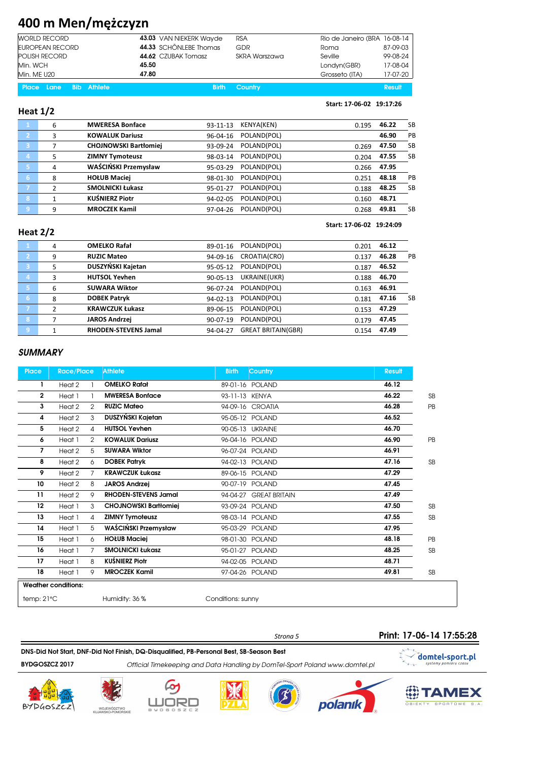# 400 m Men/mężczyzn

| | | | | |
|---|---|---|---|---|
| WORLD RECORD | 43.03 VAN NIEKERK Wayde | RSA | Rio de Janeiro (BRA | 16-08-14 |
| EUROPEAN RECORD | 44.33 SCHÖNLEBE Thomas | GDR | Roma | 87-09-03 |
| POLISH RECORD | 44.62 CZUBAK Tomasz | SKRA Warszawa | Seville | 99-08-24 |
| Min. WCH | 45.50 | | Londyn(GBR) | 17-08-04 |
| Min. ME U20 | 47.80 | | Grosseto (ITA) | 17-07-20 |

## Heat 1/2

Start: 17-06-02 19:17:26

| Place | Lane | Bib | Athlete | Birth | Country | | Result | |
|---|---|---|---|---|---|---|---|---|
| 1 | 6 | | MWERESA Bonface | 93-11-13 | KENYA(KEN) | 0.195 | 46.22 | SB |
| 2 | 3 | | KOWALUK Dariusz | 96-04-16 | POLAND(POL) | | 46.90 | PB |
| 3 | 7 | | CHOJNOWSKI Bartłomiej | 93-09-24 | POLAND(POL) | 0.269 | 47.50 | SB |
| 4 | 5 | | ZIMNY Tymoteusz | 98-03-14 | POLAND(POL) | 0.204 | 47.55 | SB |
| 5 | 4 | | WAŚCIŃSKI Przemysław | 95-03-29 | POLAND(POL) | 0.266 | 47.95 | |
| 6 | 8 | | HOŁUB Maciej | 98-01-30 | POLAND(POL) | 0.251 | 48.18 | PB |
| 7 | 2 | | SMOLNICKI Łukasz | 95-01-27 | POLAND(POL) | 0.188 | 48.25 | SB |
| 8 | 1 | | KUŚNIERZ Piotr | 94-02-05 | POLAND(POL) | 0.160 | 48.71 | |
| 9 | 9 | | MROCZEK Kamil | 97-04-26 | POLAND(POL) | 0.268 | 49.81 | SB |

## Heat 2/2

Start: 17-06-02 19:24:09

| Place | Lane | Bib | Athlete | Birth | Country | | Result | |
|---|---|---|---|---|---|---|---|---|
| 1 | 4 | | OMELKO Rafał | 89-01-16 | POLAND(POL) | 0.201 | 46.12 | |
| 2 | 9 | | RUZIC Mateo | 94-09-16 | CROATIA(CRO) | 0.137 | 46.28 | PB |
| 3 | 5 | | DUSZYŃSKI Kajetan | 95-05-12 | POLAND(POL) | 0.187 | 46.52 | |
| 4 | 3 | | HUTSOL Yevhen | 90-05-13 | UKRAINE(UKR) | 0.188 | 46.70 | |
| 5 | 6 | | SUWARA Wiktor | 96-07-24 | POLAND(POL) | 0.163 | 46.91 | |
| 6 | 8 | | DOBEK Patryk | 94-02-13 | POLAND(POL) | 0.181 | 47.16 | SB |
| 7 | 2 | | KRAWCZUK Łukasz | 89-06-15 | POLAND(POL) | 0.153 | 47.29 | |
| 8 | 7 | | JAROS Andrzej | 90-07-19 | POLAND(POL) | 0.179 | 47.45 | |
| 9 | 1 | | RHODEN-STEVENS Jamal | 94-04-27 | GREAT BRITAIN(GBR) | 0.154 | 47.49 | |

## *SUMMARY*

| Place | Race/Place | | Athlete | Birth | Country | Result | |
|---|---|---|---|---|---|---|---|
| 1 | Heat 2 | 1 | OMELKO Rafał | 89-01-16 | POLAND | 46.12 | |
| 2 | Heat 1 | 1 | MWERESA Bonface | 93-11-13 | KENYA | 46.22 | SB |
| 3 | Heat 2 | 2 | RUZIC Mateo | 94-09-16 | CROATIA | 46.28 | PB |
| 4 | Heat 2 | 3 | DUSZYŃSKI Kajetan | 95-05-12 | POLAND | 46.52 | |
| 5 | Heat 2 | 4 | HUTSOL Yevhen | 90-05-13 | UKRAINE | 46.70 | |
| 6 | Heat 1 | 2 | KOWALUK Dariusz | 96-04-16 | POLAND | 46.90 | PB |
| 7 | Heat 2 | 5 | SUWARA Wiktor | 96-07-24 | POLAND | 46.91 | |
| 8 | Heat 2 | 6 | DOBEK Patryk | 94-02-13 | POLAND | 47.16 | SB |
| 9 | Heat 2 | 7 | KRAWCZUK Łukasz | 89-06-15 | POLAND | 47.29 | |
| 10 | Heat 2 | 8 | JAROS Andrzej | 90-07-19 | POLAND | 47.45 | |
| 11 | Heat 2 | 9 | RHODEN-STEVENS Jamal | 94-04-27 | GREAT BRITAIN | 47.49 | |
| 12 | Heat 1 | 3 | CHOJNOWSKI Bartłomiej | 93-09-24 | POLAND | 47.50 | SB |
| 13 | Heat 1 | 4 | ZIMNY Tymoteusz | 98-03-14 | POLAND | 47.55 | SB |
| 14 | Heat 1 | 5 | WAŚCIŃSKI Przemysław | 95-03-29 | POLAND | 47.95 | |
| 15 | Heat 1 | 6 | HOŁUB Maciej | 98-01-30 | POLAND | 48.18 | PB |
| 16 | Heat 1 | 7 | SMOLNICKI Łukasz | 95-01-27 | POLAND | 48.25 | SB |
| 17 | Heat 1 | 8 | KUŚNIERZ Piotr | 94-02-05 | POLAND | 48.71 | |
| 18 | Heat 1 | 9 | MROCZEK Kamil | 97-04-26 | POLAND | 49.81 | SB |

**Weather conditions:**

temp: 21°C    Humidity: 36 %    Conditions: sunny

Print: 17-06-14 17:55:28

**DNS-Did Not Start, DNF-Did Not Finish, DQ-Disqualified, PB-Personal Best, SB-Season Best**

**BYDGOSZCZ 2017**    *Official Timekeeping and Data Handling by DomTel-Sport Poland www.domtel.pl*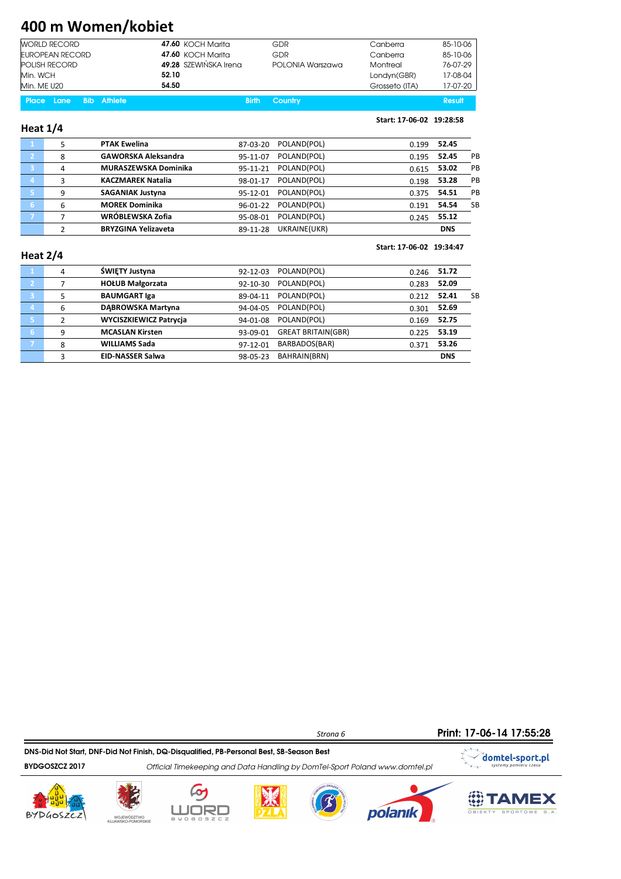# 400 m Women/kobiet

| | | | | |
|---|---|---|---|---|
| WORLD RECORD | **47.60** KOCH Marita | GDR | Canberra | 85-10-06 |
| EUROPEAN RECORD | **47.60** KOCH Marita | GDR | Canberra | 85-10-06 |
| POLISH RECORD | **49.28** SZEWIŃSKA Irena | POLONIA Warszawa | Montreal | 76-07-29 |
| Min. WCH | **52.10** | | Londyn(GBR) | 17-08-04 |
| Min. ME U20 | **54.50** | | Grosseto (ITA) | 17-07-20 |

## Heat 1/4

Start: 17-06-02 19:28:58

| Place | Lane | Athlete | Birth | Country | Reaction | Result | |
|---|---|---|---|---|---|---|---|
| 1 | 5 | **PTAK Ewelina** | 87-03-20 | POLAND(POL) | 0.199 | **52.45** | |
| 2 | 8 | **GAWORSKA Aleksandra** | 95-11-07 | POLAND(POL) | 0.195 | **52.45** | PB |
| 3 | 4 | **MURASZEWSKA Dominika** | 95-11-21 | POLAND(POL) | 0.615 | **53.02** | PB |
| 4 | 3 | **KACZMAREK Natalia** | 98-01-17 | POLAND(POL) | 0.198 | **53.28** | PB |
| 5 | 9 | **SAGANIAK Justyna** | 95-12-01 | POLAND(POL) | 0.375 | **54.51** | PB |
| 6 | 6 | **MOREK Dominika** | 96-01-22 | POLAND(POL) | 0.191 | **54.54** | SB |
| 7 | 7 | **WRÓBLEWSKA Zofia** | 95-08-01 | POLAND(POL) | 0.245 | **55.12** | |
| | 2 | **BRYZGINA Yelizaveta** | 89-11-28 | UKRAINE(UKR) | | **DNS** | |

## Heat 2/4

Start: 17-06-02 19:34:47

| Place | Lane | Athlete | Birth | Country | Reaction | Result | |
|---|---|---|---|---|---|---|---|
| 1 | 4 | **ŚWIĘTY Justyna** | 92-12-03 | POLAND(POL) | 0.246 | **51.72** | |
| 2 | 7 | **HOŁUB Małgorzata** | 92-10-30 | POLAND(POL) | 0.283 | **52.09** | |
| 3 | 5 | **BAUMGART Iga** | 89-04-11 | POLAND(POL) | 0.212 | **52.41** | SB |
| 4 | 6 | **DĄBROWSKA Martyna** | 94-04-05 | POLAND(POL) | 0.301 | **52.69** | |
| 5 | 2 | **WYCISZKIEWICZ Patrycja** | 94-01-08 | POLAND(POL) | 0.169 | **52.75** | |
| 6 | 9 | **MCASLAN Kirsten** | 93-09-01 | GREAT BRITAIN(GBR) | 0.225 | **53.19** | |
| 7 | 8 | **WILLIAMS Sada** | 97-12-01 | BARBADOS(BAR) | 0.371 | **53.26** | |
| | 3 | **EID-NASSER Salwa** | 98-05-23 | BAHRAIN(BRN) | | **DNS** | |

Print: 17-06-14 17:55:28

DNS-Did Not Start, DNF-Did Not Finish, DQ-Disqualified, PB-Personal Best, SB-Season Best

BYDGOSZCZ 2017 — *Official Timekeeping and Data Handling by DomTel-Sport Poland www.domtel.pl*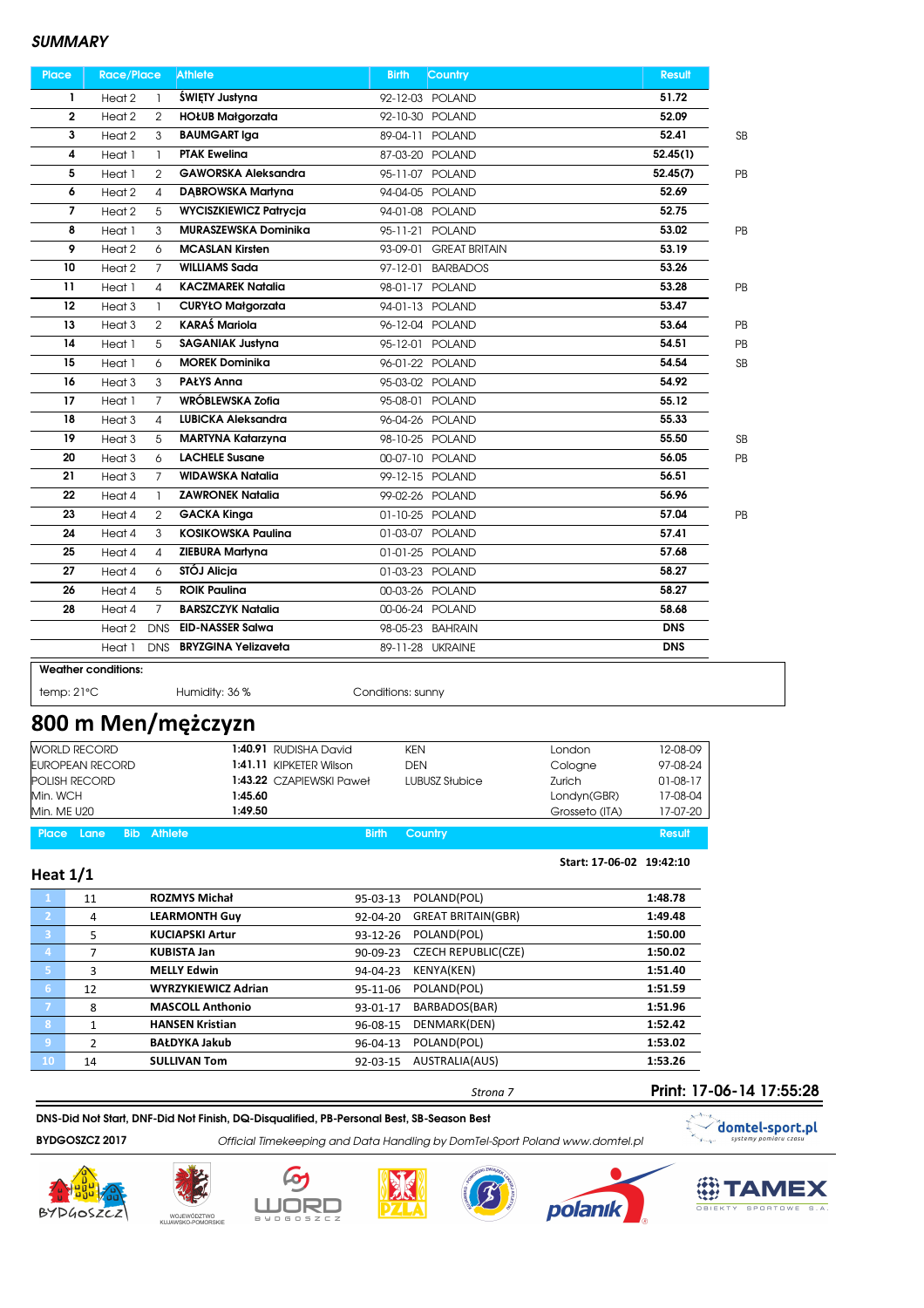## *SUMMARY*

| Place | Race/Place | | Athlete | Birth | Country | Result | |
|---|---|---|---|---|---|---|---|
| 1 | Heat 2 | 1 | **ŚWIĘTY Justyna** | 92-12-03 | POLAND | **51.72** | |
| 2 | Heat 2 | 2 | **HOŁUB Małgorzata** | 92-10-30 | POLAND | **52.09** | |
| 3 | Heat 2 | 3 | **BAUMGART Iga** | 89-04-11 | POLAND | **52.41** | SB |
| 4 | Heat 1 | 1 | **PTAK Ewelina** | 87-03-20 | POLAND | **52.45(1)** | |
| 5 | Heat 1 | 2 | **GAWORSKA Aleksandra** | 95-11-07 | POLAND | **52.45(7)** | PB |
| 6 | Heat 2 | 4 | **DĄBROWSKA Martyna** | 94-04-05 | POLAND | **52.69** | |
| 7 | Heat 2 | 5 | **WYCISZKIEWICZ Patrycja** | 94-01-08 | POLAND | **52.75** | |
| 8 | Heat 1 | 3 | **MURASZEWSKA Dominika** | 95-11-21 | POLAND | **53.02** | PB |
| 9 | Heat 2 | 6 | **MCASLAN Kirsten** | 93-09-01 | GREAT BRITAIN | **53.19** | |
| 10 | Heat 2 | 7 | **WILLIAMS Sada** | 97-12-01 | BARBADOS | **53.26** | |
| 11 | Heat 1 | 4 | **KACZMAREK Natalia** | 98-01-17 | POLAND | **53.28** | PB |
| 12 | Heat 3 | 1 | **CURYŁO Małgorzata** | 94-01-13 | POLAND | **53.47** | |
| 13 | Heat 3 | 2 | **KARAŚ Mariola** | 96-12-04 | POLAND | **53.64** | PB |
| 14 | Heat 1 | 5 | **SAGANIAK Justyna** | 95-12-01 | POLAND | **54.51** | PB |
| 15 | Heat 1 | 6 | **MOREK Dominika** | 96-01-22 | POLAND | **54.54** | SB |
| 16 | Heat 3 | 3 | **PAŁYS Anna** | 95-03-02 | POLAND | **54.92** | |
| 17 | Heat 1 | 7 | **WRÓBLEWSKA Zofia** | 95-08-01 | POLAND | **55.12** | |
| 18 | Heat 3 | 4 | **LUBICKA Aleksandra** | 96-04-26 | POLAND | **55.33** | |
| 19 | Heat 3 | 5 | **MARTYNA Katarzyna** | 98-10-25 | POLAND | **55.50** | SB |
| 20 | Heat 3 | 6 | **LACHELE Susane** | 00-07-10 | POLAND | **56.05** | PB |
| 21 | Heat 3 | 7 | **WIDAWSKA Natalia** | 99-12-15 | POLAND | **56.51** | |
| 22 | Heat 4 | 1 | **ZAWRONEK Natalia** | 99-02-26 | POLAND | **56.96** | |
| 23 | Heat 4 | 2 | **GACKA Kinga** | 01-10-25 | POLAND | **57.04** | PB |
| 24 | Heat 4 | 3 | **KOSIKOWSKA Paulina** | 01-03-07 | POLAND | **57.41** | |
| 25 | Heat 4 | 4 | **ZIEBURA Martyna** | 01-01-25 | POLAND | **57.68** | |
| 27 | Heat 4 | 6 | **STÓJ Alicja** | 01-03-23 | POLAND | **58.27** | |
| 26 | Heat 4 | 5 | **ROIK Paulina** | 00-03-26 | POLAND | **58.27** | |
| 28 | Heat 4 | 7 | **BARSZCZYK Natalia** | 00-06-24 | POLAND | **58.68** | |
| | Heat 2 | DNS | **EID-NASSER Salwa** | 98-05-23 | BAHRAIN | **DNS** | |
| | Heat 1 | DNS | **BRYZGINA Yelizaveta** | 89-11-28 | UKRAINE | **DNS** | |

**Weather conditions:**

temp: 21°C | Humidity: 36 % | Conditions: sunny

# 800 m Men/mężczyzn

| | | | | | |
|---|---|---|---|---|---|
| WORLD RECORD | **1:40.91** | RUDISHA David | KEN | London | 12-08-09 |
| EUROPEAN RECORD | **1:41.11** | KIPKETER Wilson | DEN | Cologne | 97-08-24 |
| POLISH RECORD | **1:43.22** | CZAPIEWSKI Paweł | LUBUSZ Słubice | Zurich | 01-08-17 |
| Min. WCH | **1:45.60** | | | Londyn(GBR) | 17-08-04 |
| Min. ME U20 | **1:49.50** | | | Grosseto (ITA) | 17-07-20 |

## Heat 1/1

**Start: 17-06-02 19:42:10**

| Place | Lane | Bib | Athlete | Birth | Country | Result |
|---|---|---|---|---|---|---|
| 1 | 11 | | **ROZMYS Michał** | 95-03-13 | POLAND(POL) | **1:48.78** |
| 2 | 4 | | **LEARMONTH Guy** | 92-04-20 | GREAT BRITAIN(GBR) | **1:49.48** |
| 3 | 5 | | **KUCIAPSKI Artur** | 93-12-26 | POLAND(POL) | **1:50.00** |
| 4 | 7 | | **KUBISTA Jan** | 90-09-23 | CZECH REPUBLIC(CZE) | **1:50.02** |
| 5 | 3 | | **MELLY Edwin** | 94-04-23 | KENYA(KEN) | **1:51.40** |
| 6 | 12 | | **WYRZYKIEWICZ Adrian** | 95-11-06 | POLAND(POL) | **1:51.59** |
| 7 | 8 | | **MASCOLL Anthonio** | 93-01-17 | BARBADOS(BAR) | **1:51.96** |
| 8 | 1 | | **HANSEN Kristian** | 96-08-15 | DENMARK(DEN) | **1:52.42** |
| 9 | 2 | | **BAŁDYKA Jakub** | 96-04-13 | POLAND(POL) | **1:53.02** |
| 10 | 14 | | **SULLIVAN Tom** | 92-03-15 | AUSTRALIA(AUS) | **1:53.26** |

**Print: 17-06-14 17:55:28**

**DNS-Did Not Start, DNF-Did Not Finish, DQ-Disqualified, PB-Personal Best, SB-Season Best**

**BYDGOSZCZ 2017** *Official Timekeeping and Data Handling by DomTel-Sport Poland www.domtel.pl*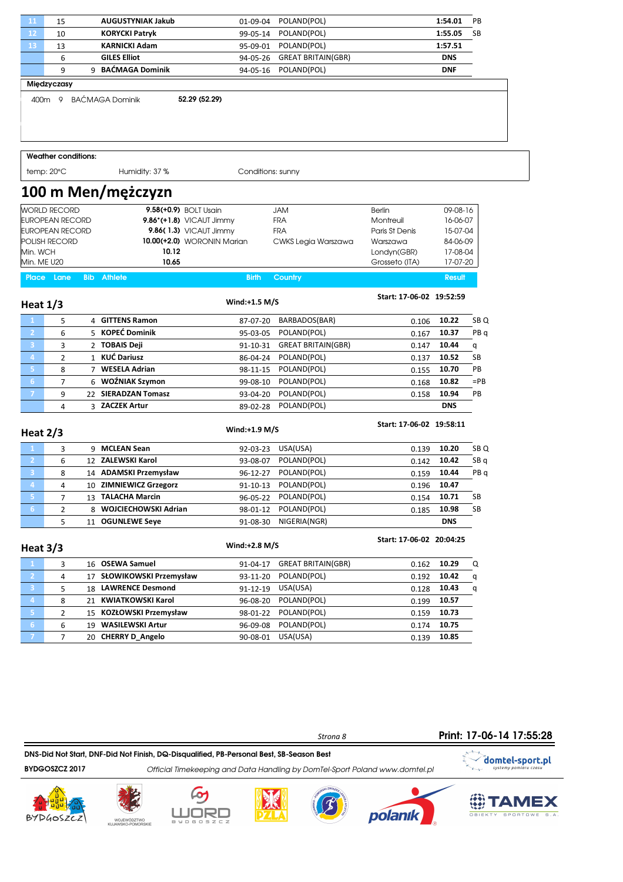| Place | Lane | Bib | Athlete | Birth | Country | | Result | |
|---|---|---|---|---|---|---|---|---|
| 11 | 15 | | AUGUSTYNIAK Jakub | 01-09-04 | POLAND(POL) | | 1:54.01 | PB |
| 12 | 10 | | KORYCKI Patryk | 99-05-14 | POLAND(POL) | | 1:55.05 | SB |
| 13 | 13 | | KARNICKI Adam | 95-09-01 | POLAND(POL) | | 1:57.51 | |
| | 6 | | GILES Elliot | 94-05-26 | GREAT BRITAIN(GBR) | | DNS | |
| | 9 | 9 | BAĆMAGA Dominik | 94-05-16 | POLAND(POL) | | DNF | |

**Międzyczasy**

400m 9 BAĆMAGA Dominik **52.29 (52.29)**

**Weather conditions:**

temp: 20°C Humidity: 37 % Conditions: sunny

# 100 m Men/mężczyzn

| | | | | | |
|---|---|---|---|---|---|
| WORLD RECORD | 9.58(+0.9) | BOLT Usain | JAM | Berlin | 09-08-16 |
| EUROPEAN RECORD | 9.86*(+1.8) | VICAUT Jimmy | FRA | Montreuil | 16-06-07 |
| EUROPEAN RECORD | 9.86( 1.3) | VICAUT Jimmy | FRA | Paris St Denis | 15-07-04 |
| POLISH RECORD | 10.00(+2.0) | WORONIN Marian | CWKS Legia Warszawa | Warszawa | 84-06-09 |
| Min. WCH | 10.12 | | | Londyn(GBR) | 17-08-04 |
| Min. ME U20 | 10.65 | | | Grosseto (ITA) | 17-07-20 |

## Heat 1/3

Wind:+1.5 M/S — Start: 17-06-02 19:52:59

| Place | Lane | Bib | Athlete | Birth | Country | Reaction | Result | |
|---|---|---|---|---|---|---|---|---|
| 1 | 5 | 4 | GITTENS Ramon | 87-07-20 | BARBADOS(BAR) | 0.106 | 10.22 | SB Q |
| 2 | 6 | 5 | KOPEĆ Dominik | 95-03-05 | POLAND(POL) | 0.167 | 10.37 | PB q |
| 3 | 3 | 2 | TOBAIS Deji | 91-10-31 | GREAT BRITAIN(GBR) | 0.147 | 10.44 | q |
| 4 | 2 | 1 | KUĆ Dariusz | 86-04-24 | POLAND(POL) | 0.137 | 10.52 | SB |
| 5 | 8 | 7 | WESELA Adrian | 98-11-15 | POLAND(POL) | 0.155 | 10.70 | PB |
| 6 | 7 | 6 | WOŹNIAK Szymon | 99-08-10 | POLAND(POL) | 0.168 | 10.82 | =PB |
| 7 | 9 | 22 | SIERADZAN Tomasz | 93-04-20 | POLAND(POL) | 0.158 | 10.94 | PB |
| | 4 | 3 | ZACZEK Artur | 89-02-28 | POLAND(POL) | | DNS | |

## Heat 2/3

Wind:+1.9 M/S — Start: 17-06-02 19:58:11

| Place | Lane | Bib | Athlete | Birth | Country | Reaction | Result | |
|---|---|---|---|---|---|---|---|---|
| 1 | 3 | 9 | MCLEAN Sean | 92-03-23 | USA(USA) | 0.139 | 10.20 | SB Q |
| 2 | 6 | 12 | ZALEWSKI Karol | 93-08-07 | POLAND(POL) | 0.142 | 10.42 | SB q |
| 3 | 8 | 14 | ADAMSKI Przemysław | 96-12-27 | POLAND(POL) | 0.159 | 10.44 | PB q |
| 4 | 4 | 10 | ZIMNIEWICZ Grzegorz | 91-10-13 | POLAND(POL) | 0.196 | 10.47 | |
| 5 | 7 | 13 | TALACHA Marcin | 96-05-22 | POLAND(POL) | 0.154 | 10.71 | SB |
| 6 | 2 | 8 | WOJCIECHOWSKI Adrian | 98-01-12 | POLAND(POL) | 0.185 | 10.98 | SB |
| | 5 | 11 | OGUNLEWE Seye | 91-08-30 | NIGERIA(NGR) | | DNS | |

## Heat 3/3

Wind:+2.8 M/S — Start: 17-06-02 20:04:25

| Place | Lane | Bib | Athlete | Birth | Country | Reaction | Result | |
|---|---|---|---|---|---|---|---|---|
| 1 | 3 | 16 | OSEWA Samuel | 91-04-17 | GREAT BRITAIN(GBR) | 0.162 | 10.29 | Q |
| 2 | 4 | 17 | SŁOWIKOWSKI Przemysław | 93-11-20 | POLAND(POL) | 0.192 | 10.42 | q |
| 3 | 5 | 18 | LAWRENCE Desmond | 91-12-19 | USA(USA) | 0.128 | 10.43 | q |
| 4 | 8 | 21 | KWIATKOWSKI Karol | 96-08-20 | POLAND(POL) | 0.199 | 10.57 | |
| 5 | 2 | 15 | KOZŁOWSKI Przemysław | 98-01-22 | POLAND(POL) | 0.159 | 10.73 | |
| 6 | 6 | 19 | WASILEWSKI Artur | 96-09-08 | POLAND(POL) | 0.174 | 10.75 | |
| 7 | 7 | 20 | CHERRY D_Angelo | 90-08-01 | USA(USA) | 0.139 | 10.85 | |

DNS-Did Not Start, DNF-Did Not Finish, DQ-Disqualified, PB-Personal Best, SB-Season Best

BYDGOSZCZ 2017 — *Official Timekeeping and Data Handling by DomTel-Sport Poland www.domtel.pl*

Print: 17-06-14 17:55:28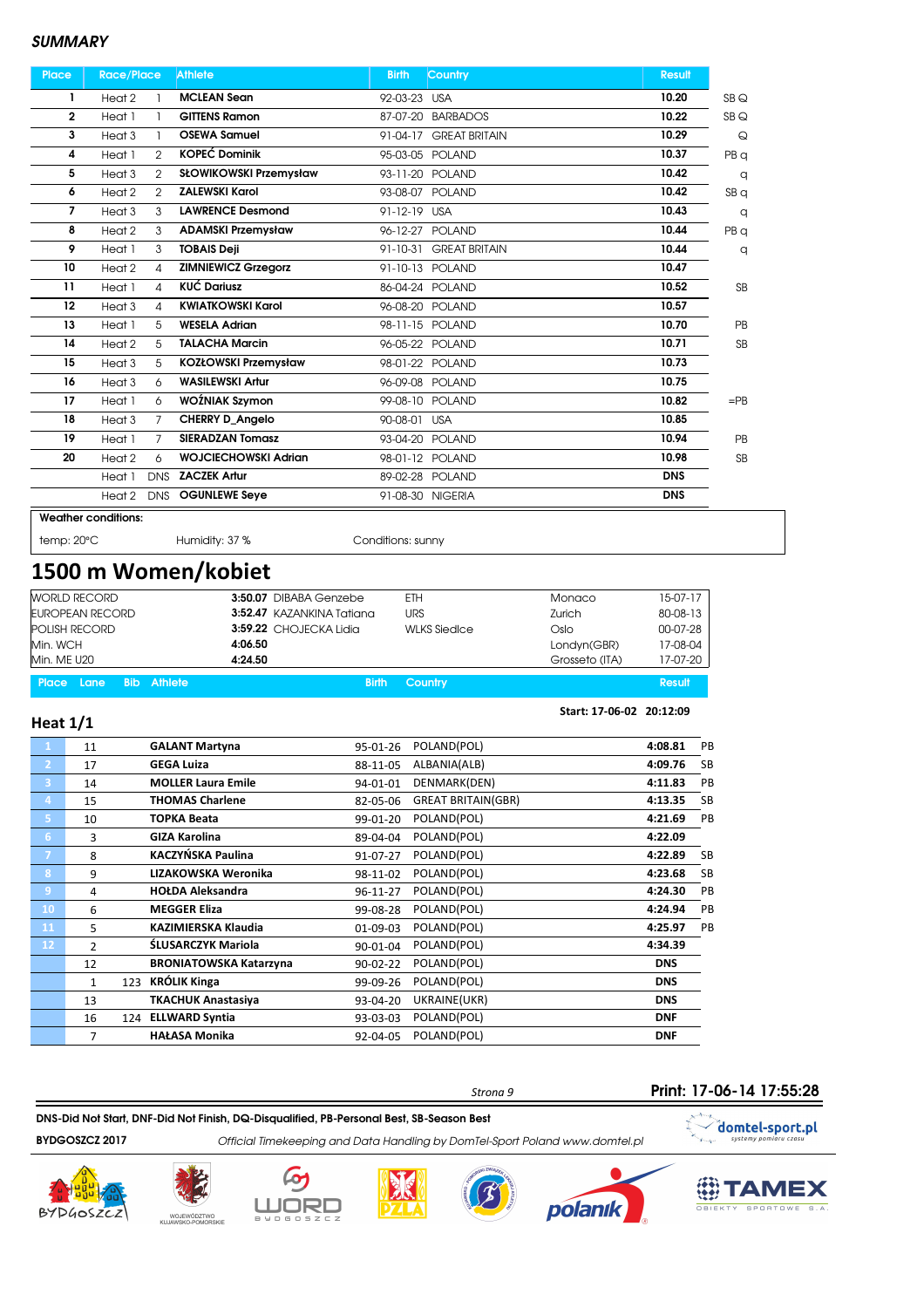## SUMMARY

| Place | Race/Place | | Athlete | Birth | Country | Result | |
|---|---|---|---|---|---|---|---|
| 1 | Heat 2 | 1 | MCLEAN Sean | 92-03-23 | USA | 10.20 | SB Q |
| 2 | Heat 1 | 1 | GITTENS Ramon | 87-07-20 | BARBADOS | 10.22 | SB Q |
| 3 | Heat 3 | 1 | OSEWA Samuel | 91-04-17 | GREAT BRITAIN | 10.29 | Q |
| 4 | Heat 1 | 2 | KOPEĆ Dominik | 95-03-05 | POLAND | 10.37 | PB q |
| 5 | Heat 3 | 2 | SŁOWIKOWSKI Przemysław | 93-11-20 | POLAND | 10.42 | q |
| 6 | Heat 2 | 2 | ZALEWSKI Karol | 93-08-07 | POLAND | 10.42 | SB q |
| 7 | Heat 3 | 3 | LAWRENCE Desmond | 91-12-19 | USA | 10.43 | q |
| 8 | Heat 2 | 3 | ADAMSKI Przemysław | 96-12-27 | POLAND | 10.44 | PB q |
| 9 | Heat 1 | 3 | TOBAIS Deji | 91-10-31 | GREAT BRITAIN | 10.44 | q |
| 10 | Heat 2 | 4 | ZIMNIEWICZ Grzegorz | 91-10-13 | POLAND | 10.47 | |
| 11 | Heat 1 | 4 | KUĆ Dariusz | 86-04-24 | POLAND | 10.52 | SB |
| 12 | Heat 3 | 4 | KWIATKOWSKI Karol | 96-08-20 | POLAND | 10.57 | |
| 13 | Heat 1 | 5 | WESELA Adrian | 98-11-15 | POLAND | 10.70 | PB |
| 14 | Heat 2 | 5 | TALACHA Marcin | 96-05-22 | POLAND | 10.71 | SB |
| 15 | Heat 3 | 5 | KOZŁOWSKI Przemysław | 98-01-22 | POLAND | 10.73 | |
| 16 | Heat 3 | 6 | WASILEWSKI Artur | 96-09-08 | POLAND | 10.75 | |
| 17 | Heat 1 | 6 | WOŹNIAK Szymon | 99-08-10 | POLAND | 10.82 | =PB |
| 18 | Heat 3 | 7 | CHERRY D_Angelo | 90-08-01 | USA | 10.85 | |
| 19 | Heat 1 | 7 | SIERADZAN Tomasz | 93-04-20 | POLAND | 10.94 | PB |
| 20 | Heat 2 | 6 | WOJCIECHOWSKI Adrian | 98-01-12 | POLAND | 10.98 | SB |
| | Heat 1 | DNS | ZACZEK Artur | 89-02-28 | POLAND | DNS | |
| | Heat 2 | DNS | OGUNLEWE Seye | 91-08-30 | NIGERIA | DNS | |

**Weather conditions:**

temp: 20°C Humidity: 37 % Conditions: sunny

# 1500 m Women/kobiet

| | | | | | |
|---|---|---|---|---|---|
| WORLD RECORD | 3:50.07 | DIBABA Genzebe | ETH | Monaco | 15-07-17 |
| EUROPEAN RECORD | 3:52.47 | KAZANKINA Tatiana | URS | Zurich | 80-08-13 |
| POLISH RECORD | 3:59.22 | CHOJECKA Lidia | WLKS Siedlce | Oslo | 00-07-28 |
| Min. WCH | 4:06.50 | | | Londyn(GBR) | 17-08-04 |
| Min. ME U20 | 4:24.50 | | | Grosseto (ITA) | 17-07-20 |

## Heat 1/1

Start: 17-06-02 20:12:09

| Place | Lane | Bib | Athlete | Birth | Country | Result | |
|---|---|---|---|---|---|---|---|
| 1 | 11 | | GALANT Martyna | 95-01-26 | POLAND(POL) | 4:08.81 | PB |
| 2 | 17 | | GEGA Luiza | 88-11-05 | ALBANIA(ALB) | 4:09.76 | SB |
| 3 | 14 | | MOLLER Laura Emile | 94-01-01 | DENMARK(DEN) | 4:11.83 | PB |
| 4 | 15 | | THOMAS Charlene | 82-05-06 | GREAT BRITAIN(GBR) | 4:13.35 | SB |
| 5 | 10 | | TOPKA Beata | 99-01-20 | POLAND(POL) | 4:21.69 | PB |
| 6 | 3 | | GIZA Karolina | 89-04-04 | POLAND(POL) | 4:22.09 | |
| 7 | 8 | | KACZYŃSKA Paulina | 91-07-27 | POLAND(POL) | 4:22.89 | SB |
| 8 | 9 | | LIZAKOWSKA Weronika | 98-11-02 | POLAND(POL) | 4:23.68 | SB |
| 9 | 4 | | HOŁDA Aleksandra | 96-11-27 | POLAND(POL) | 4:24.30 | PB |
| 10 | 6 | | MEGGER Eliza | 99-08-28 | POLAND(POL) | 4:24.94 | PB |
| 11 | 5 | | KAZIMIERSKA Klaudia | 01-09-03 | POLAND(POL) | 4:25.97 | PB |
| 12 | 2 | | ŚLUSARCZYK Mariola | 90-01-04 | POLAND(POL) | 4:34.39 | |
| | 12 | | BRONIATOWSKA Katarzyna | 90-02-22 | POLAND(POL) | DNS | |
| | 1 | 123 | KRÓLIK Kinga | 99-09-26 | POLAND(POL) | DNS | |
| | 13 | | TKACHUK Anastasiya | 93-04-20 | UKRAINE(UKR) | DNS | |
| | 16 | 124 | ELLWARD Syntia | 93-03-03 | POLAND(POL) | DNF | |
| | 7 | | HAŁASA Monika | 92-04-05 | POLAND(POL) | DNF | |

DNS-Did Not Start, DNF-Did Not Finish, DQ-Disqualified, PB-Personal Best, SB-Season Best

BYDGOSZCZ 2017 — *Official Timekeeping and Data Handling by DomTel-Sport Poland www.domtel.pl*

Print: 17-06-14 17:55:28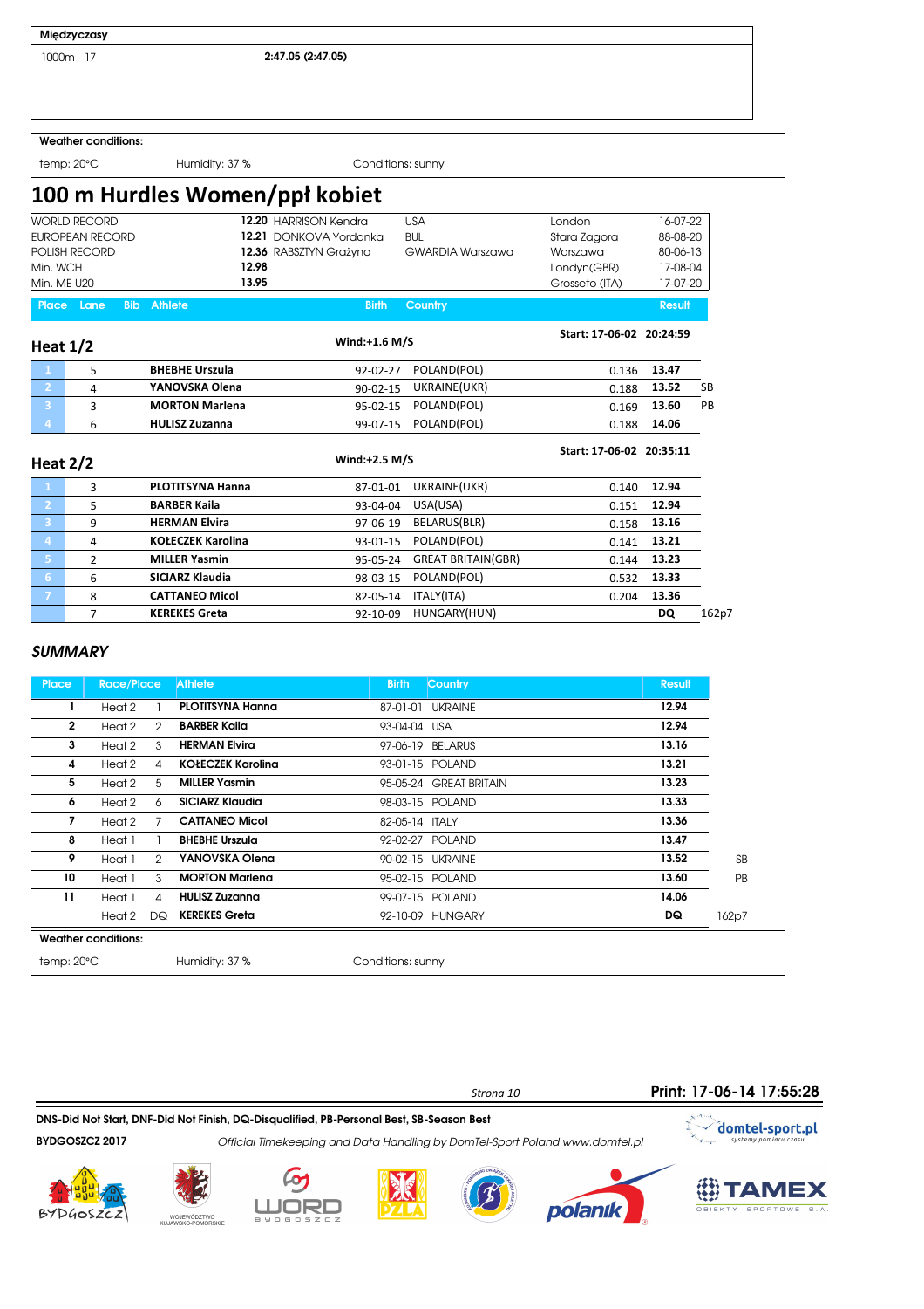**Międzyczasy**

| | |
|---|---|
| 1000m 17 | 2:47.05 (2:47.05) |

**Weather conditions:**

temp: 20°C | Humidity: 37 % | Conditions: sunny

# 100 m Hurdles Women/ppł kobiet

| | | | | | |
|---|---|---|---|---|---|
| WORLD RECORD | 12.20 | HARRISON Kendra | USA | London | 16-07-22 |
| EUROPEAN RECORD | 12.21 | DONKOVA Yordanka | BUL | Stara Zagora | 88-08-20 |
| POLISH RECORD | 12.36 | RABSZTYN Grażyna | GWARDIA Warszawa | Warszawa | 80-06-13 |
| Min. WCH | 12.98 | | | Londyn(GBR) | 17-08-04 |
| Min. ME U20 | 13.95 | | | Grosseto (ITA) | 17-07-20 |

## Heat 1/2

Wind:+1.6 M/S — Start: 17-06-02 20:24:59

| Place | Lane | Bib | Athlete | Birth | Country | | Result | |
|---|---|---|---|---|---|---|---|---|
| 1 | 5 | | **BHEBHE Urszula** | 92-02-27 | POLAND(POL) | 0.136 | **13.47** | |
| 2 | 4 | | **YANOVSKA Olena** | 90-02-15 | UKRAINE(UKR) | 0.188 | **13.52** | SB |
| 3 | 3 | | **MORTON Marlena** | 95-02-15 | POLAND(POL) | 0.169 | **13.60** | PB |
| 4 | 6 | | **HULISZ Zuzanna** | 99-07-15 | POLAND(POL) | 0.188 | **14.06** | |

## Heat 2/2

Wind:+2.5 M/S — Start: 17-06-02 20:35:11

| Place | Lane | Bib | Athlete | Birth | Country | | Result | |
|---|---|---|---|---|---|---|---|---|
| 1 | 3 | | **PLOTITSYNA Hanna** | 87-01-01 | UKRAINE(UKR) | 0.140 | **12.94** | |
| 2 | 5 | | **BARBER Kaila** | 93-04-04 | USA(USA) | 0.151 | **12.94** | |
| 3 | 9 | | **HERMAN Elvira** | 97-06-19 | BELARUS(BLR) | 0.158 | **13.16** | |
| 4 | 4 | | **KOŁECZEK Karolina** | 93-01-15 | POLAND(POL) | 0.141 | **13.21** | |
| 5 | 2 | | **MILLER Yasmin** | 95-05-24 | GREAT BRITAIN(GBR) | 0.144 | **13.23** | |
| 6 | 6 | | **SICIARZ Klaudia** | 98-03-15 | POLAND(POL) | 0.532 | **13.33** | |
| 7 | 8 | | **CATTANEO Micol** | 82-05-14 | ITALY(ITA) | 0.204 | **13.36** | |
| | 7 | | **KEREKES Greta** | 92-10-09 | HUNGARY(HUN) | | **DQ** | 162p7 |

## *SUMMARY*

| Place | Race/Place | | Athlete | Birth | Country | Result | |
|---|---|---|---|---|---|---|---|
| 1 | Heat 2 | 1 | **PLOTITSYNA Hanna** | 87-01-01 | UKRAINE | **12.94** | |
| 2 | Heat 2 | 2 | **BARBER Kaila** | 93-04-04 | USA | **12.94** | |
| 3 | Heat 2 | 3 | **HERMAN Elvira** | 97-06-19 | BELARUS | **13.16** | |
| 4 | Heat 2 | 4 | **KOŁECZEK Karolina** | 93-01-15 | POLAND | **13.21** | |
| 5 | Heat 2 | 5 | **MILLER Yasmin** | 95-05-24 | GREAT BRITAIN | **13.23** | |
| 6 | Heat 2 | 6 | **SICIARZ Klaudia** | 98-03-15 | POLAND | **13.33** | |
| 7 | Heat 2 | 7 | **CATTANEO Micol** | 82-05-14 | ITALY | **13.36** | |
| 8 | Heat 1 | 1 | **BHEBHE Urszula** | 92-02-27 | POLAND | **13.47** | |
| 9 | Heat 1 | 2 | **YANOVSKA Olena** | 90-02-15 | UKRAINE | **13.52** | SB |
| 10 | Heat 1 | 3 | **MORTON Marlena** | 95-02-15 | POLAND | **13.60** | PB |
| 11 | Heat 1 | 4 | **HULISZ Zuzanna** | 99-07-15 | POLAND | **14.06** | |
| | Heat 2 | DQ | **KEREKES Greta** | 92-10-09 | HUNGARY | **DQ** | 162p7 |

**Weather conditions:**

temp: 20°C | Humidity: 37 % | Conditions: sunny

*Strona 10*

**Print: 17-06-14 17:55:28**

**DNS-Did Not Start, DNF-Did Not Finish, DQ-Disqualified, PB-Personal Best, SB-Season Best**

**BYDGOSZCZ 2017** — *Official Timekeeping and Data Handling by DomTel-Sport Poland www.domtel.pl*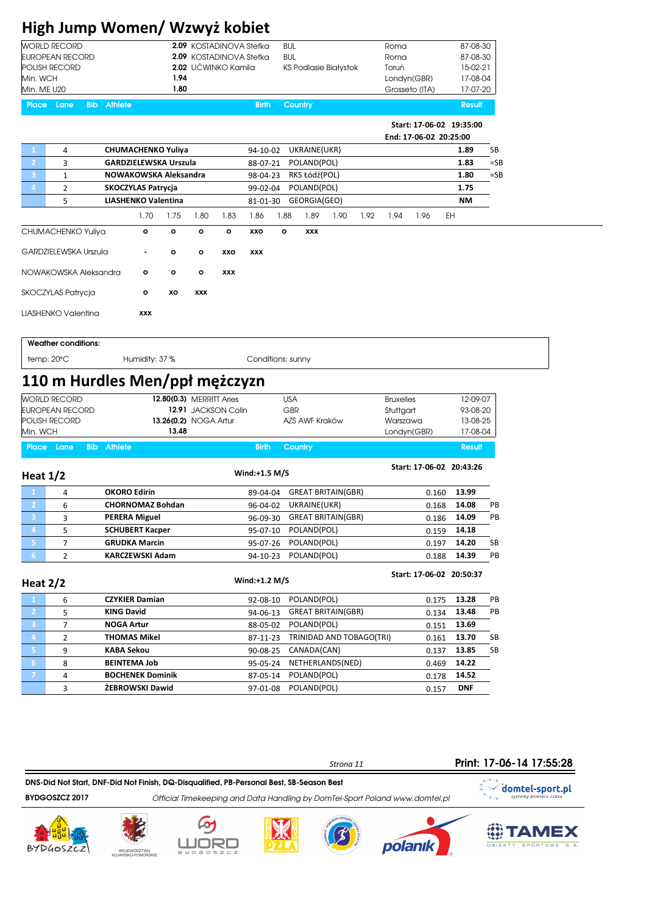# High Jump Women/ Wzwyż kobiet

| | | | | | |
|---|---|---|---|---|---|
| WORLD RECORD | 2.09 | KOSTADINOVA Stefka | BUL | Roma | 87-08-30 |
| EUROPEAN RECORD | 2.09 | KOSTADINOVA Stefka | BUL | Roma | 87-08-30 |
| POLISH RECORD | 2.02 | LIĆWINKO Kamila | KS Podlasie Białystok | Toruń | 15-02-21 |
| Min. WCH | 1.94 | | | Londyn(GBR) | 17-08-04 |
| Min. ME U20 | 1.80 | | | Grosseto (ITA) | 17-07-20 |

Start: 17-06-02 19:35:00
End: 17-06-02 20:25:00

| Place | Lane | Bib | Athlete | Birth | Country | Result | |
|---|---|---|---|---|---|---|---|
| 1 | 4 | | CHUMACHENKO Yuliya | 94-10-02 | UKRAINE(UKR) | 1.89 | SB |
| 2 | 3 | | GARDZIELEWSKA Urszula | 88-07-21 | POLAND(POL) | 1.83 | =SB |
| 3 | 1 | | NOWAKOWSKA Aleksandra | 98-04-23 | RKS Łódź(POL) | 1.80 | =SB |
| 4 | 2 | | SKOCZYLAS Patrycja | 99-02-04 | POLAND(POL) | 1.75 | |
| | 5 | | LIASHENKO Valentina | 81-01-30 | GEORGIA(GEO) | NM | |

| | 1.70 | 1.75 | 1.80 | 1.83 | 1.86 | 1.88 | 1.89 | 1.90 | 1.92 | 1.94 | 1.96 | EH |
|---|---|---|---|---|---|---|---|---|---|---|---|---|
| CHUMACHENKO Yuliya | o | o | o | o | xxo | o | xxx | | | | | |
| GARDZIELEWSKA Urszula | - | o | o | xxo | xxx | | | | | | | |
| NOWAKOWSKA Aleksandra | o | o | o | xxx | | | | | | | | |
| SKOCZYLAS Patrycja | o | xo | xxx | | | | | | | | | |
| LIASHENKO Valentina | xxx | | | | | | | | | | | |

**Weather conditions:**

temp: 20°C | Humidity: 37 % | Conditions: sunny

# 110 m Hurdles Men/ppł mężczyzn

| | | | | | |
|---|---|---|---|---|---|
| WORLD RECORD | 12.80(0.3) | MERRITT Aries | USA | Bruxelles | 12-09-07 |
| EUROPEAN RECORD | 12.91 | JACKSON Colin | GBR | Stuttgart | 93-08-20 |
| POLISH RECORD | 13.26(0.2) | NOGA Artur | AZS AWF Kraków | Warszawa | 13-08-25 |
| Min. WCH | 13.48 | | | Londyn(GBR) | 17-08-04 |

## Heat 1/2

Wind:+1.5 M/S — Start: 17-06-02 20:43:26

| Place | Lane | Bib | Athlete | Birth | Country | Reaction | Result | |
|---|---|---|---|---|---|---|---|---|
| 1 | 4 | | OKORO Edirin | 89-04-04 | GREAT BRITAIN(GBR) | 0.160 | 13.99 | |
| 2 | 6 | | CHORNOMAZ Bohdan | 96-04-02 | UKRAINE(UKR) | 0.168 | 14.08 | PB |
| 3 | 3 | | PERERA Miguel | 96-09-30 | GREAT BRITAIN(GBR) | 0.186 | 14.09 | PB |
| 4 | 5 | | SCHUBERT Kacper | 95-07-10 | POLAND(POL) | 0.159 | 14.18 | |
| 5 | 7 | | GRUDKA Marcin | 95-07-26 | POLAND(POL) | 0.197 | 14.20 | SB |
| 6 | 2 | | KARCZEWSKI Adam | 94-10-23 | POLAND(POL) | 0.188 | 14.39 | PB |

## Heat 2/2

Wind:+1.2 M/S — Start: 17-06-02 20:50:37

| Place | Lane | Bib | Athlete | Birth | Country | Reaction | Result | |
|---|---|---|---|---|---|---|---|---|
| 1 | 6 | | CZYKIER Damian | 92-08-10 | POLAND(POL) | 0.175 | 13.28 | PB |
| 2 | 5 | | KING David | 94-06-13 | GREAT BRITAIN(GBR) | 0.134 | 13.48 | PB |
| 3 | 7 | | NOGA Artur | 88-05-02 | POLAND(POL) | 0.151 | 13.69 | |
| 4 | 2 | | THOMAS Mikel | 87-11-23 | TRINIDAD AND TOBAGO(TRI) | 0.161 | 13.70 | SB |
| 5 | 9 | | KABA Sekou | 90-08-25 | CANADA(CAN) | 0.137 | 13.85 | SB |
| 6 | 8 | | BEINTEMA Job | 95-05-24 | NETHERLANDS(NED) | 0.469 | 14.22 | |
| 7 | 4 | | BOCHENEK Dominik | 87-05-14 | POLAND(POL) | 0.178 | 14.52 | |
| | 3 | | ŻEBROWSKI Dawid | 97-01-08 | POLAND(POL) | 0.157 | DNF | |

Print: 17-06-14 17:55:28

DNS-Did Not Start, DNF-Did Not Finish, DQ-Disqualified, PB-Personal Best, SB-Season Best

BYDGOSZCZ 2017 — *Official Timekeeping and Data Handling by DomTel-Sport Poland www.domtel.pl*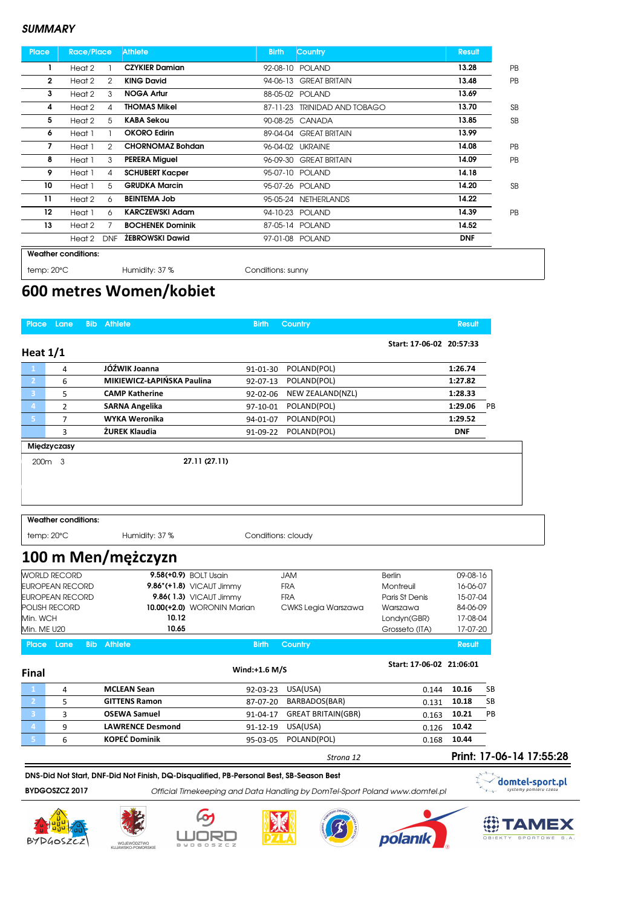*SUMMARY*

| Place | Race/Place | | Athlete | Birth | Country | Result | |
|---|---|---|---|---|---|---|---|
| 1 | Heat 2 | 1 | **CZYKIER Damian** | 92-08-10 | POLAND | **13.28** | PB |
| 2 | Heat 2 | 2 | **KING David** | 94-06-13 | GREAT BRITAIN | **13.48** | PB |
| 3 | Heat 2 | 3 | **NOGA Artur** | 88-05-02 | POLAND | **13.69** | |
| 4 | Heat 2 | 4 | **THOMAS Mikel** | 87-11-23 | TRINIDAD AND TOBAGO | **13.70** | SB |
| 5 | Heat 2 | 5 | **KABA Sekou** | 90-08-25 | CANADA | **13.85** | SB |
| 6 | Heat 1 | 1 | **OKORO Edirin** | 89-04-04 | GREAT BRITAIN | **13.99** | |
| 7 | Heat 1 | 2 | **CHORNOMAZ Bohdan** | 96-04-02 | UKRAINE | **14.08** | PB |
| 8 | Heat 1 | 3 | **PERERA Miguel** | 96-09-30 | GREAT BRITAIN | **14.09** | PB |
| 9 | Heat 1 | 4 | **SCHUBERT Kacper** | 95-07-10 | POLAND | **14.18** | |
| 10 | Heat 1 | 5 | **GRUDKA Marcin** | 95-07-26 | POLAND | **14.20** | SB |
| 11 | Heat 2 | 6 | **BEINTEMA Job** | 95-05-24 | NETHERLANDS | **14.22** | |
| 12 | Heat 1 | 6 | **KARCZEWSKI Adam** | 94-10-23 | POLAND | **14.39** | PB |
| 13 | Heat 2 | 7 | **BOCHENEK Dominik** | 87-05-14 | POLAND | **14.52** | |
| | Heat 2 | DNF | **ŻEBROWSKI Dawid** | 97-01-08 | POLAND | **DNF** | |

**Weather conditions:**

temp: 20°C — Humidity: 37 % — Conditions: sunny

# 600 metres Women/kobiet

## Heat 1/1

**Start: 17-06-02 20:57:33**

| Place | Lane | Bib | Athlete | Birth | Country | Result | |
|---|---|---|---|---|---|---|---|
| 1 | 4 | | **JÓŹWIK Joanna** | 91-01-30 | POLAND(POL) | **1:26.74** | |
| 2 | 6 | | **MIKIEWICZ-ŁAPIŃSKA Paulina** | 92-07-13 | POLAND(POL) | **1:27.82** | |
| 3 | 5 | | **CAMP Katherine** | 92-02-06 | NEW ZEALAND(NZL) | **1:28.33** | |
| 4 | 2 | | **SARNA Angelika** | 97-10-01 | POLAND(POL) | **1:29.06** | PB |
| 5 | 7 | | **WYKA Weronika** | 94-01-07 | POLAND(POL) | **1:29.52** | |
| | 3 | | **ŻUREK Klaudia** | 91-09-22 | POLAND(POL) | **DNF** | |

**Międzyczasy**

200m 3 — **27.11 (27.11)**

**Weather conditions:**

temp: 20°C — Humidity: 37 % — Conditions: cloudy

# 100 m Men/mężczyzn

| | | | | | |
|---|---|---|---|---|---|
| WORLD RECORD | **9.58(+0.9)** | BOLT Usain | JAM | Berlin | 09-08-16 |
| EUROPEAN RECORD | **9.86*(+1.8)** | VICAUT Jimmy | FRA | Montreuil | 16-06-07 |
| EUROPEAN RECORD | **9.86( 1.3)** | VICAUT Jimmy | FRA | Paris St Denis | 15-07-04 |
| POLISH RECORD | **10.00(+2.0)** | WORONIN Marian | CWKS Legia Warszawa | Warszawa | 84-06-09 |
| Min. WCH | **10.12** | | | Londyn(GBR) | 17-08-04 |
| Min. ME U20 | **10.65** | | | Grosseto (ITA) | 17-07-20 |

## Final

**Wind:+1.6 M/S** — **Start: 17-06-02 21:06:01**

| Place | Lane | Bib | Athlete | Birth | Country | Reaction | Result | |
|---|---|---|---|---|---|---|---|---|
| 1 | 4 | | **MCLEAN Sean** | 92-03-23 | USA(USA) | 0.144 | **10.16** | SB |
| 2 | 5 | | **GITTENS Ramon** | 87-07-20 | BARBADOS(BAR) | 0.131 | **10.18** | SB |
| 3 | 3 | | **OSEWA Samuel** | 91-04-17 | GREAT BRITAIN(GBR) | 0.163 | **10.21** | PB |
| 4 | 9 | | **LAWRENCE Desmond** | 91-12-19 | USA(USA) | 0.126 | **10.42** | |
| 5 | 6 | | **KOPEĆ Dominik** | 95-03-05 | POLAND(POL) | 0.168 | **10.44** | |

*Strona 12* — **Print: 17-06-14 17:55:28**

**DNS-Did Not Start, DNF-Did Not Finish, DQ-Disqualified, PB-Personal Best, SB-Season Best**

**BYDGOSZCZ 2017** — *Official Timekeeping and Data Handling by DomTel-Sport Poland www.domtel.pl*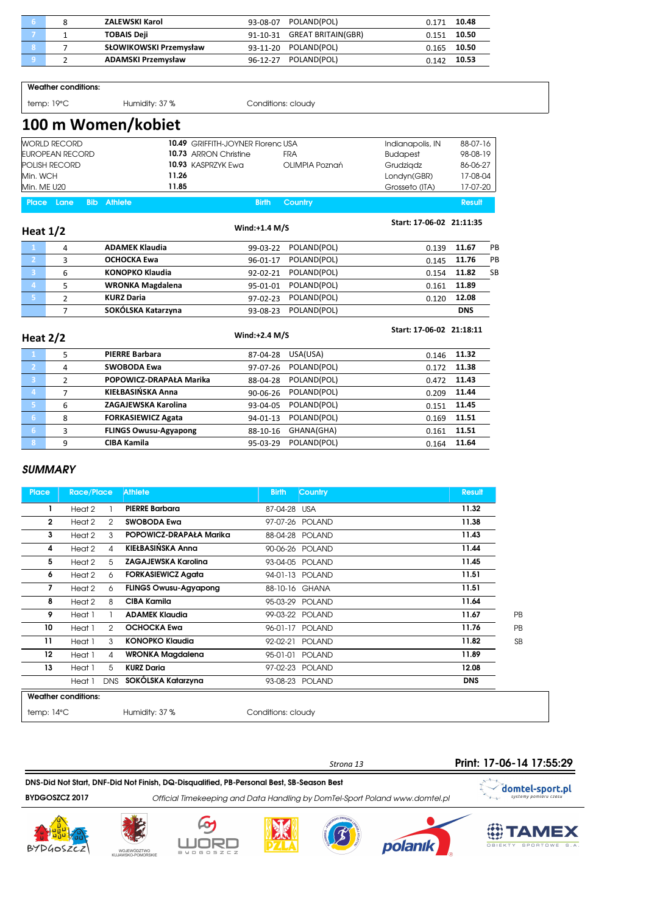| Place | Lane | Bib | Athlete | Birth | Country | | Result | |
|---|---|---|---|---|---|---|---|---|
| 6 | 8 | | ZALEWSKI Karol | 93-08-07 | POLAND(POL) | 0.171 | 10.48 | |
| 7 | 1 | | TOBAIS Deji | 91-10-31 | GREAT BRITAIN(GBR) | 0.151 | 10.50 | |
| 8 | 7 | | SŁOWIKOWSKI Przemysław | 93-11-20 | POLAND(POL) | 0.165 | 10.50 | |
| 9 | 2 | | ADAMSKI Przemysław | 96-12-27 | POLAND(POL) | 0.142 | 10.53 | |

**Weather conditions:**

temp: 19°C Humidity: 37 % Conditions: cloudy

# 100 m Women/kobiet

| | | | | | |
|---|---|---|---|---|---|
| WORLD RECORD | 10.49 | GRIFFITH-JOYNER Florenc USA | | Indianapolis, IN | 88-07-16 |
| EUROPEAN RECORD | 10.73 | ARRON Christine | FRA | Budapest | 98-08-19 |
| POLISH RECORD | 10.93 | KASPRZYK Ewa | OLIMPIA Poznań | Grudziądz | 86-06-27 |
| Min. WCH | 11.26 | | | Londyn(GBR) | 17-08-04 |
| Min. ME U20 | 11.85 | | | Grosseto (ITA) | 17-07-20 |

## Heat 1/2

Wind:+1.4 M/S

Start: 17-06-02 21:11:35

| Place | Lane | Bib | Athlete | Birth | Country | | Result | |
|---|---|---|---|---|---|---|---|---|
| 1 | 4 | | ADAMEK Klaudia | 99-03-22 | POLAND(POL) | 0.139 | 11.67 | PB |
| 2 | 3 | | OCHOCKA Ewa | 96-01-17 | POLAND(POL) | 0.145 | 11.76 | PB |
| 3 | 6 | | KONOPKO Klaudia | 92-02-21 | POLAND(POL) | 0.154 | 11.82 | SB |
| 4 | 5 | | WRONKA Magdalena | 95-01-01 | POLAND(POL) | 0.161 | 11.89 | |
| 5 | 2 | | KURZ Daria | 97-02-23 | POLAND(POL) | 0.120 | 12.08 | |
| | 7 | | SOKÓLSKA Katarzyna | 93-08-23 | POLAND(POL) | | DNS | |

## Heat 2/2

Wind:+2.4 M/S

Start: 17-06-02 21:18:11

| Place | Lane | Bib | Athlete | Birth | Country | | Result |
|---|---|---|---|---|---|---|---|
| 1 | 5 | | PIERRE Barbara | 87-04-28 | USA(USA) | 0.146 | 11.32 |
| 2 | 4 | | SWOBODA Ewa | 97-07-26 | POLAND(POL) | 0.172 | 11.38 |
| 3 | 2 | | POPOWICZ-DRAPAŁA Marika | 88-04-28 | POLAND(POL) | 0.472 | 11.43 |
| 4 | 7 | | KIEŁBASIŃSKA Anna | 90-06-26 | POLAND(POL) | 0.209 | 11.44 |
| 5 | 6 | | ZAGAJEWSKA Karolina | 93-04-05 | POLAND(POL) | 0.151 | 11.45 |
| 6 | 8 | | FORKASIEWICZ Agata | 94-01-13 | POLAND(POL) | 0.169 | 11.51 |
| 6 | 3 | | FLINGS Owusu-Agyapong | 88-10-16 | GHANA(GHA) | 0.161 | 11.51 |
| 8 | 9 | | CIBA Kamila | 95-03-29 | POLAND(POL) | 0.164 | 11.64 |

## *SUMMARY*

| Place | Race/Place | | Athlete | Birth | Country | Result | |
|---|---|---|---|---|---|---|---|
| 1 | Heat 2 | 1 | PIERRE Barbara | 87-04-28 | USA | 11.32 | |
| 2 | Heat 2 | 2 | SWOBODA Ewa | 97-07-26 | POLAND | 11.38 | |
| 3 | Heat 2 | 3 | POPOWICZ-DRAPAŁA Marika | 88-04-28 | POLAND | 11.43 | |
| 4 | Heat 2 | 4 | KIEŁBASIŃSKA Anna | 90-06-26 | POLAND | 11.44 | |
| 5 | Heat 2 | 5 | ZAGAJEWSKA Karolina | 93-04-05 | POLAND | 11.45 | |
| 6 | Heat 2 | 6 | FORKASIEWICZ Agata | 94-01-13 | POLAND | 11.51 | |
| 7 | Heat 2 | 6 | FLINGS Owusu-Agyapong | 88-10-16 | GHANA | 11.51 | |
| 8 | Heat 2 | 8 | CIBA Kamila | 95-03-29 | POLAND | 11.64 | |
| 9 | Heat 1 | 1 | ADAMEK Klaudia | 99-03-22 | POLAND | 11.67 | PB |
| 10 | Heat 1 | 2 | OCHOCKA Ewa | 96-01-17 | POLAND | 11.76 | PB |
| 11 | Heat 1 | 3 | KONOPKO Klaudia | 92-02-21 | POLAND | 11.82 | SB |
| 12 | Heat 1 | 4 | WRONKA Magdalena | 95-01-01 | POLAND | 11.89 | |
| 13 | Heat 1 | 5 | KURZ Daria | 97-02-23 | POLAND | 12.08 | |
| | Heat 1 | DNS | SOKÓLSKA Katarzyna | 93-08-23 | POLAND | DNS | |

**Weather conditions:**

temp: 14°C Humidity: 37 % Conditions: cloudy

Print: 17-06-14 17:55:29

**DNS-Did Not Start, DNF-Did Not Finish, DQ-Disqualified, PB-Personal Best, SB-Season Best**

**BYDGOSZCZ 2017** *Official Timekeeping and Data Handling by DomTel-Sport Poland www.domtel.pl*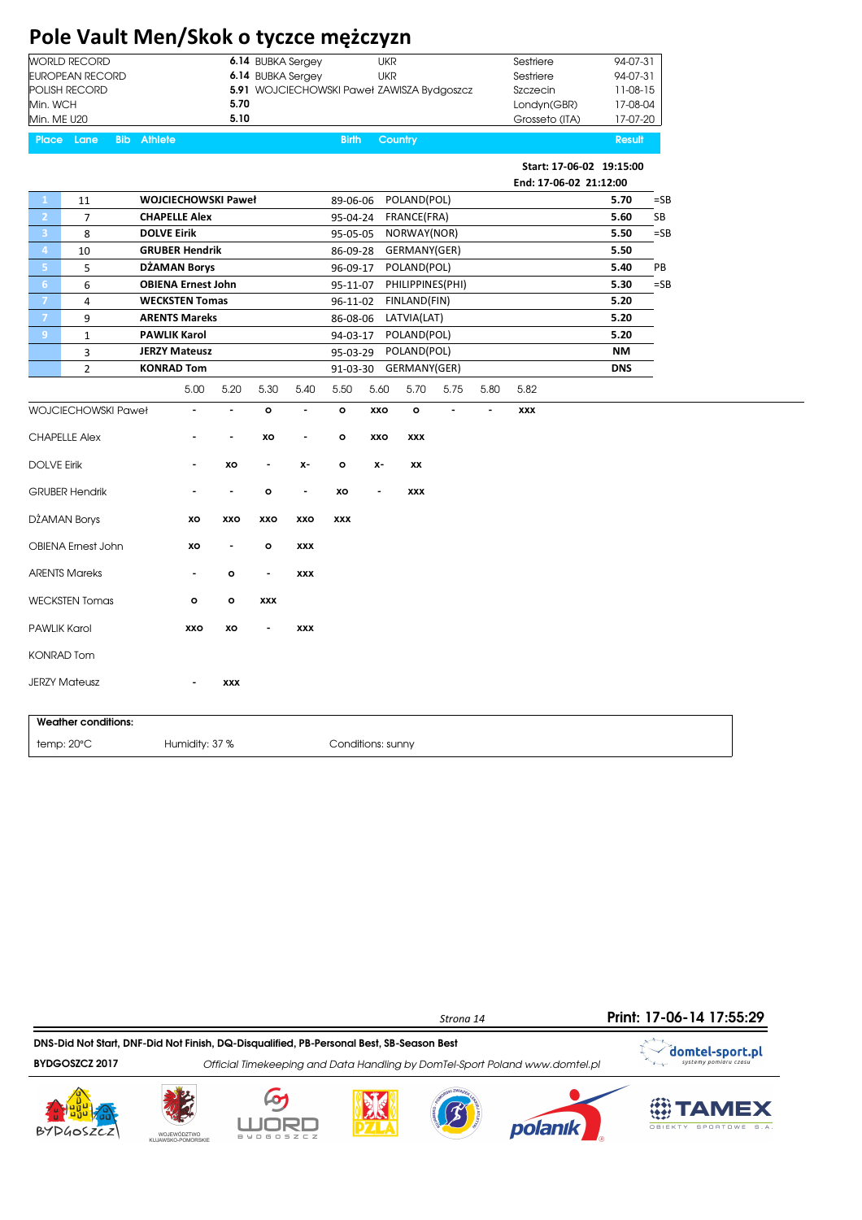# Pole Vault Men/Skok o tyczce mężczyzn

| | | | | |
|---|---|---|---|---|
| WORLD RECORD | **6.14** BUBKA Sergey | UKR | Sestriere | 94-07-31 |
| EUROPEAN RECORD | **6.14** BUBKA Sergey | UKR | Sestriere | 94-07-31 |
| POLISH RECORD | **5.91** WOJCIECHOWSKI Paweł ZAWISZA Bydgoszcz | | Szczecin | 11-08-15 |
| Min. WCH | **5.70** | | Londyn(GBR) | 17-08-04 |
| Min. ME U20 | **5.10** | | Grosseto (ITA) | 17-07-20 |

**Start: 17-06-02 19:15:00**
**End: 17-06-02 21:12:00**

| Place | Lane | Bib | Athlete | Birth | Country | Result | |
|---|---|---|---|---|---|---|---|
| 1 | 11 | | **WOJCIECHOWSKI Paweł** | 89-06-06 | POLAND(POL) | **5.70** | =SB |
| 2 | 7 | | **CHAPELLE Alex** | 95-04-24 | FRANCE(FRA) | **5.60** | SB |
| 3 | 8 | | **DOLVE Eirik** | 95-05-05 | NORWAY(NOR) | **5.50** | =SB |
| 4 | 10 | | **GRUBER Hendrik** | 86-09-28 | GERMANY(GER) | **5.50** | |
| 5 | 5 | | **DŻAMAN Borys** | 96-09-17 | POLAND(POL) | **5.40** | PB |
| 6 | 6 | | **OBIENA Ernest John** | 95-11-07 | PHILIPPINES(PHI) | **5.30** | =SB |
| 7 | 4 | | **WECKSTEN Tomas** | 96-11-02 | FINLAND(FIN) | **5.20** | |
| 7 | 9 | | **ARENTS Mareks** | 86-08-06 | LATVIA(LAT) | **5.20** | |
| 9 | 1 | | **PAWLIK Karol** | 94-03-17 | POLAND(POL) | **5.20** | |
| | 3 | | **JERZY Mateusz** | 95-03-29 | POLAND(POL) | **NM** | |
| | 2 | | **KONRAD Tom** | 91-03-30 | GERMANY(GER) | **DNS** | |

| | 5.00 | 5.20 | 5.30 | 5.40 | 5.50 | 5.60 | 5.70 | 5.75 | 5.80 | 5.82 |
|---|---|---|---|---|---|---|---|---|---|---|
| WOJCIECHOWSKI Paweł | - | - | o | - | o | xxo | o | - | - | xxx |
| CHAPELLE Alex | - | - | xo | - | o | xxo | xxx | | | |
| DOLVE Eirik | - | xo | - | x- | o | x- | xx | | | |
| GRUBER Hendrik | - | - | o | - | xo | - | xxx | | | |
| DŻAMAN Borys | xo | xxo | xxo | xxo | xxx | | | | | |
| OBIENA Ernest John | xo | - | o | xxx | | | | | | |
| ARENTS Mareks | - | o | - | xxx | | | | | | |
| WECKSTEN Tomas | o | o | xxx | | | | | | | |
| PAWLIK Karol | xxo | xo | - | xxx | | | | | | |
| KONRAD Tom | | | | | | | | | | |
| JERZY Mateusz | - | xxx | | | | | | | | |

**Weather conditions:**

temp: 20°C | Humidity: 37 % | Conditions: sunny

Print: 17-06-14 17:55:29

**DNS-Did Not Start, DNF-Did Not Finish, DQ-Disqualified, PB-Personal Best, SB-Season Best**

**BYDGOSZCZ 2017** *Official Timekeeping and Data Handling by DomTel-Sport Poland www.domtel.pl*